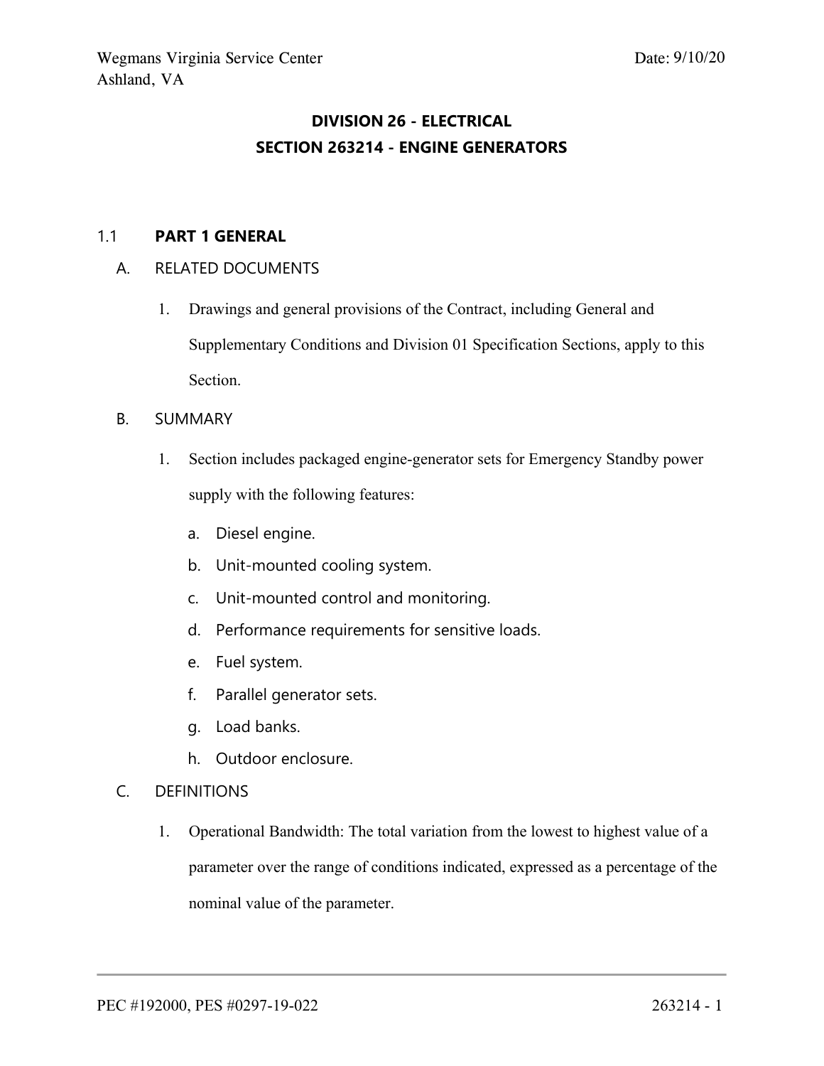## DIVISION 26 - ELECTRICAL
## SECTION 263214 - ENGINE GENERATORS

### 1.1 PART 1 GENERAL

A. RELATED DOCUMENTS

1. Drawings and general provisions of the Contract, including General and Supplementary Conditions and Division 01 Specification Sections, apply to this Section.

B. SUMMARY

1. Section includes packaged engine-generator sets for Emergency Standby power supply with the following features:
   a. Diesel engine.
   b. Unit-mounted cooling system.
   c. Unit-mounted control and monitoring.
   d. Performance requirements for sensitive loads.
   e. Fuel system.
   f. Parallel generator sets.
   g. Load banks.
   h. Outdoor enclosure.

C. DEFINITIONS

1. Operational Bandwidth: The total variation from the lowest to highest value of a parameter over the range of conditions indicated, expressed as a percentage of the nominal value of the parameter.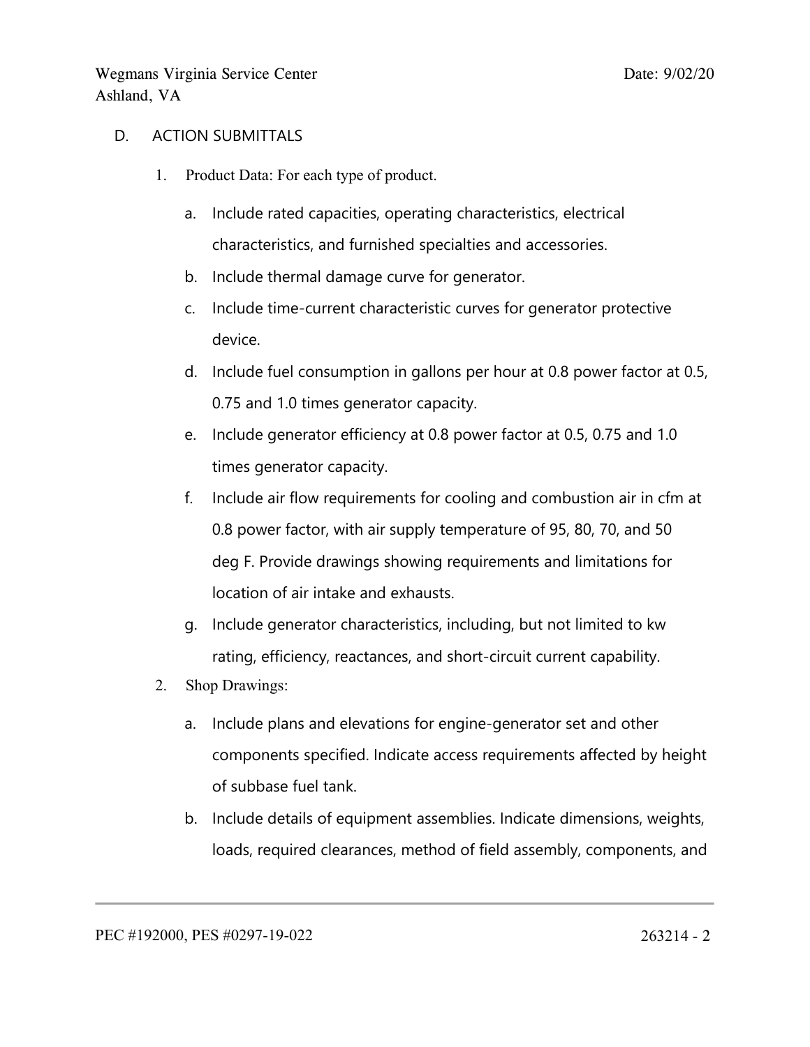D. ACTION SUBMITTALS

1. Product Data: For each type of product.
   a. Include rated capacities, operating characteristics, electrical characteristics, and furnished specialties and accessories.
   b. Include thermal damage curve for generator.
   c. Include time-current characteristic curves for generator protective device.
   d. Include fuel consumption in gallons per hour at 0.8 power factor at 0.5, 0.75 and 1.0 times generator capacity.
   e. Include generator efficiency at 0.8 power factor at 0.5, 0.75 and 1.0 times generator capacity.
   f. Include air flow requirements for cooling and combustion air in cfm at 0.8 power factor, with air supply temperature of 95, 80, 70, and 50 deg F. Provide drawings showing requirements and limitations for location of air intake and exhausts.
   g. Include generator characteristics, including, but not limited to kw rating, efficiency, reactances, and short-circuit current capability.
2. Shop Drawings:
   a. Include plans and elevations for engine-generator set and other components specified. Indicate access requirements affected by height of subbase fuel tank.
   b. Include details of equipment assemblies. Indicate dimensions, weights, loads, required clearances, method of field assembly, components, and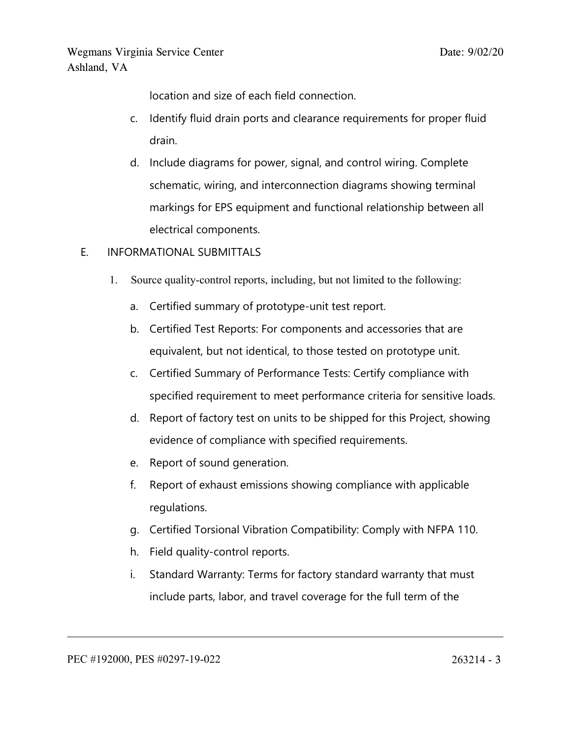location and size of each field connection.

c. Identify fluid drain ports and clearance requirements for proper fluid drain.

d. Include diagrams for power, signal, and control wiring. Complete schematic, wiring, and interconnection diagrams showing terminal markings for EPS equipment and functional relationship between all electrical components.

E. INFORMATIONAL SUBMITTALS

1. Source quality-control reports, including, but not limited to the following:

   a. Certified summary of prototype-unit test report.

   b. Certified Test Reports: For components and accessories that are equivalent, but not identical, to those tested on prototype unit.

   c. Certified Summary of Performance Tests: Certify compliance with specified requirement to meet performance criteria for sensitive loads.

   d. Report of factory test on units to be shipped for this Project, showing evidence of compliance with specified requirements.

   e. Report of sound generation.

   f. Report of exhaust emissions showing compliance with applicable regulations.

   g. Certified Torsional Vibration Compatibility: Comply with NFPA 110.

   h. Field quality-control reports.

   i. Standard Warranty: Terms for factory standard warranty that must include parts, labor, and travel coverage for the full term of the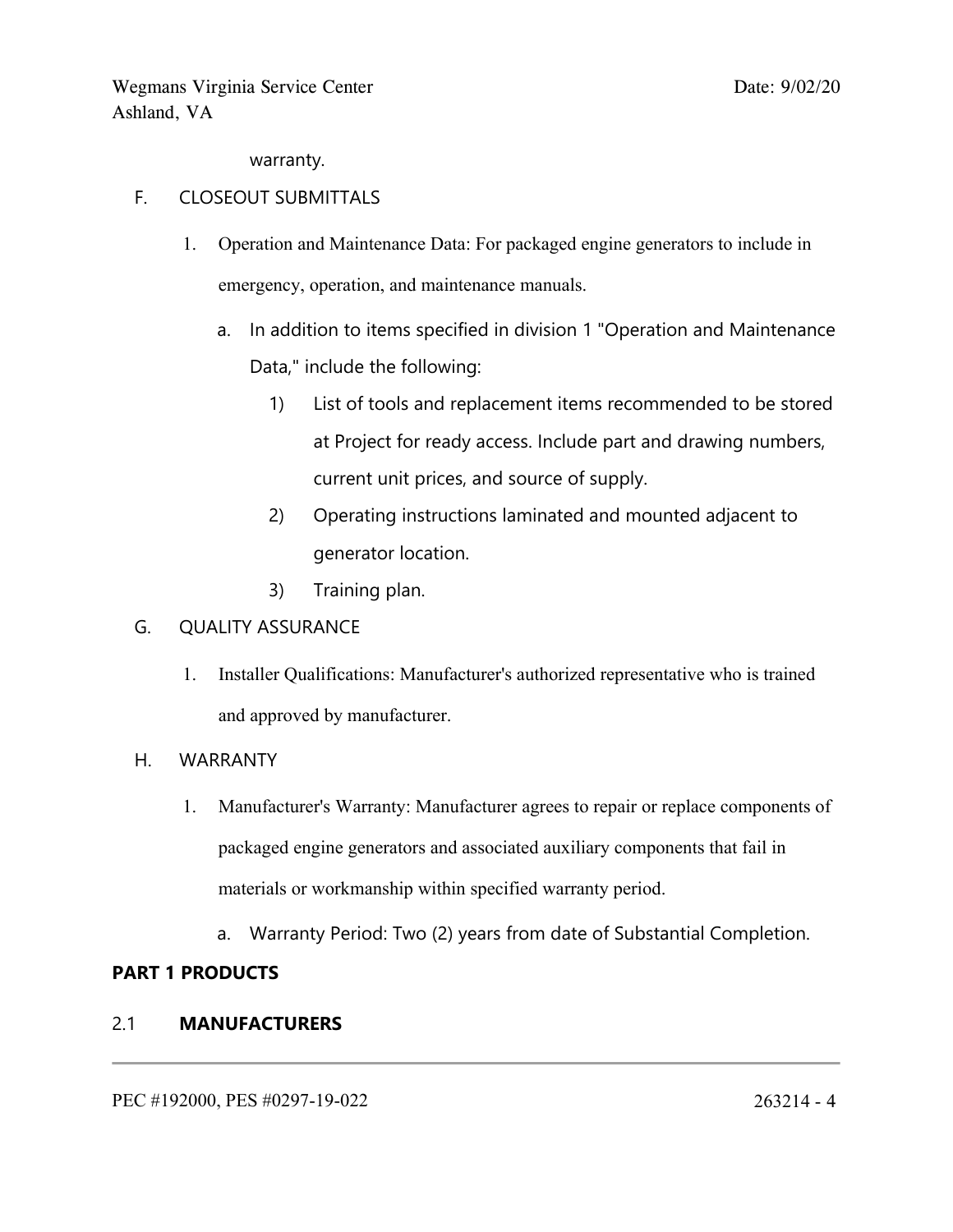warranty.

F. CLOSEOUT SUBMITTALS

1. Operation and Maintenance Data: For packaged engine generators to include in emergency, operation, and maintenance manuals.

   a. In addition to items specified in division 1 "Operation and Maintenance Data," include the following:

      1) List of tools and replacement items recommended to be stored at Project for ready access. Include part and drawing numbers, current unit prices, and source of supply.

      2) Operating instructions laminated and mounted adjacent to generator location.

      3) Training plan.

G. QUALITY ASSURANCE

1. Installer Qualifications: Manufacturer's authorized representative who is trained and approved by manufacturer.

H. WARRANTY

1. Manufacturer's Warranty: Manufacturer agrees to repair or replace components of packaged engine generators and associated auxiliary components that fail in materials or workmanship within specified warranty period.

   a. Warranty Period: Two (2) years from date of Substantial Completion.

## PART 1 PRODUCTS

### 2.1 MANUFACTURERS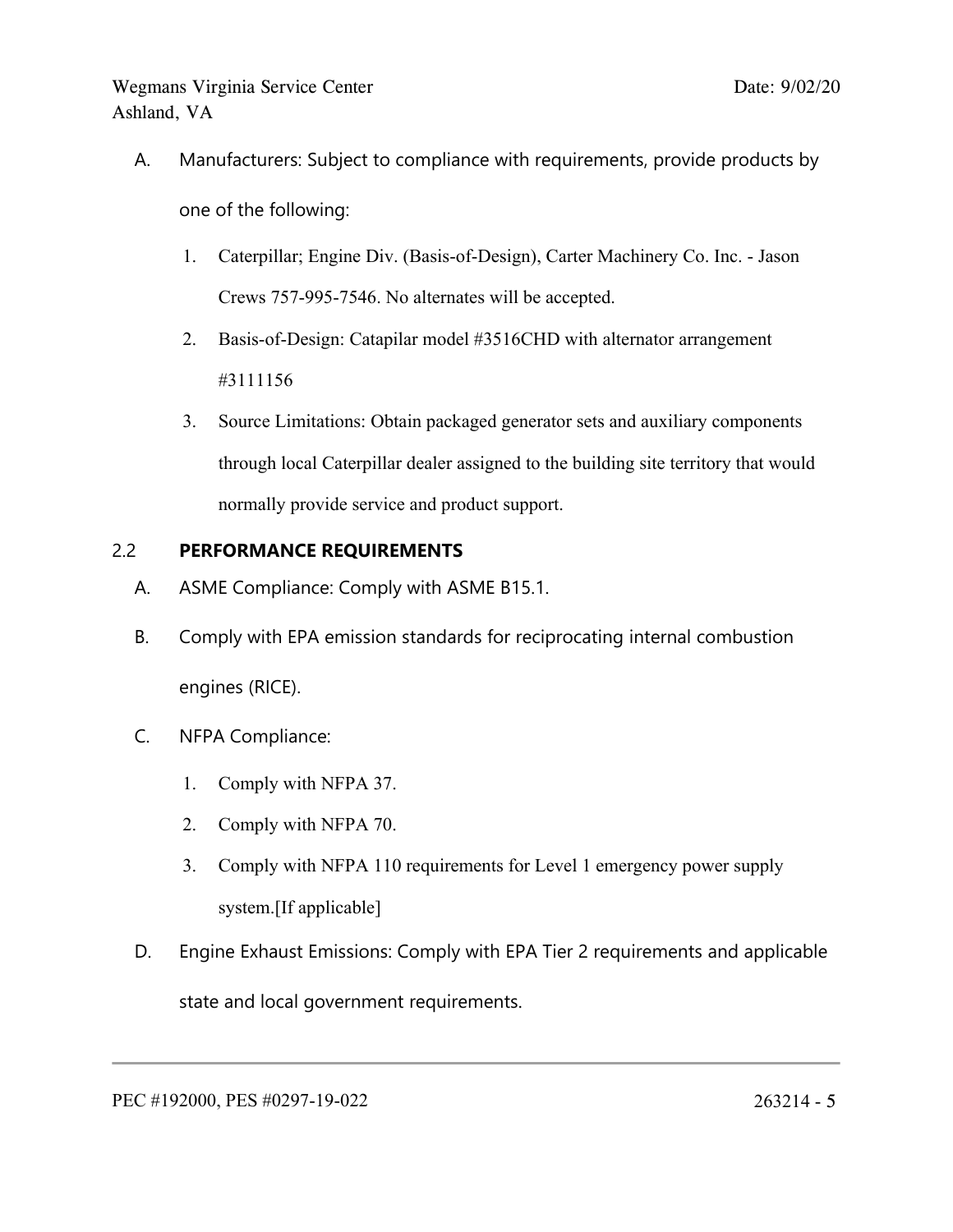A. Manufacturers: Subject to compliance with requirements, provide products by one of the following:

   1. Caterpillar; Engine Div. (Basis-of-Design), Carter Machinery Co. Inc. - Jason Crews 757-995-7546. No alternates will be accepted.
   2. Basis-of-Design: Catapilar model #3516CHD with alternator arrangement #3111156
   3. Source Limitations: Obtain packaged generator sets and auxiliary components through local Caterpillar dealer assigned to the building site territory that would normally provide service and product support.

## 2.2 PERFORMANCE REQUIREMENTS

A. ASME Compliance: Comply with ASME B15.1.

B. Comply with EPA emission standards for reciprocating internal combustion engines (RICE).

C. NFPA Compliance:

   1. Comply with NFPA 37.
   2. Comply with NFPA 70.
   3. Comply with NFPA 110 requirements for Level 1 emergency power supply system.[If applicable]

D. Engine Exhaust Emissions: Comply with EPA Tier 2 requirements and applicable state and local government requirements.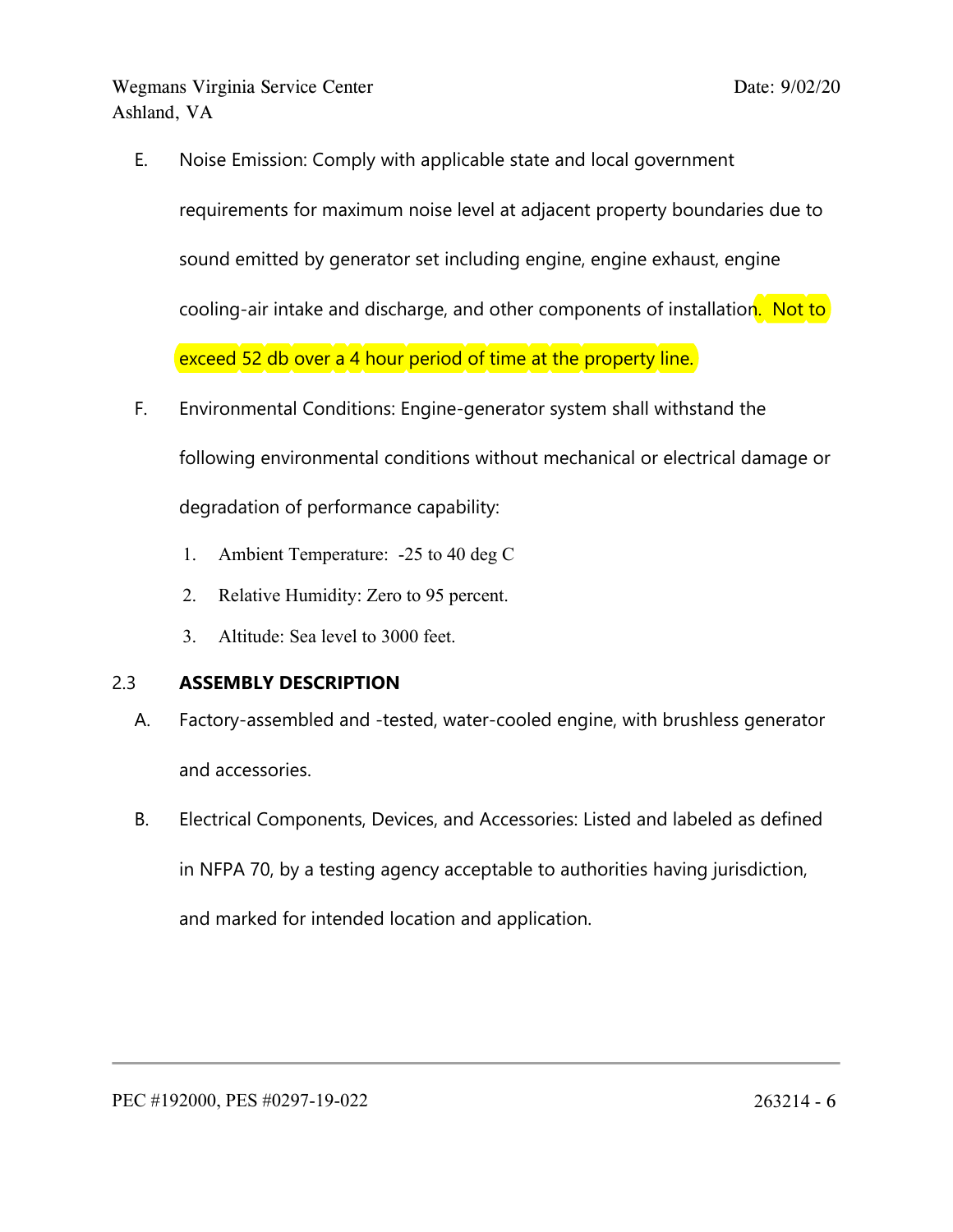E. Noise Emission: Comply with applicable state and local government requirements for maximum noise level at adjacent property boundaries due to sound emitted by generator set including engine, engine exhaust, engine cooling-air intake and discharge, and other components of installation. Not to exceed 52 db over a 4 hour period of time at the property line.

F. Environmental Conditions: Engine-generator system shall withstand the following environmental conditions without mechanical or electrical damage or degradation of performance capability:

1. Ambient Temperature: -25 to 40 deg C
2. Relative Humidity: Zero to 95 percent.
3. Altitude: Sea level to 3000 feet.

## 2.3 ASSEMBLY DESCRIPTION

A. Factory-assembled and -tested, water-cooled engine, with brushless generator and accessories.

B. Electrical Components, Devices, and Accessories: Listed and labeled as defined in NFPA 70, by a testing agency acceptable to authorities having jurisdiction, and marked for intended location and application.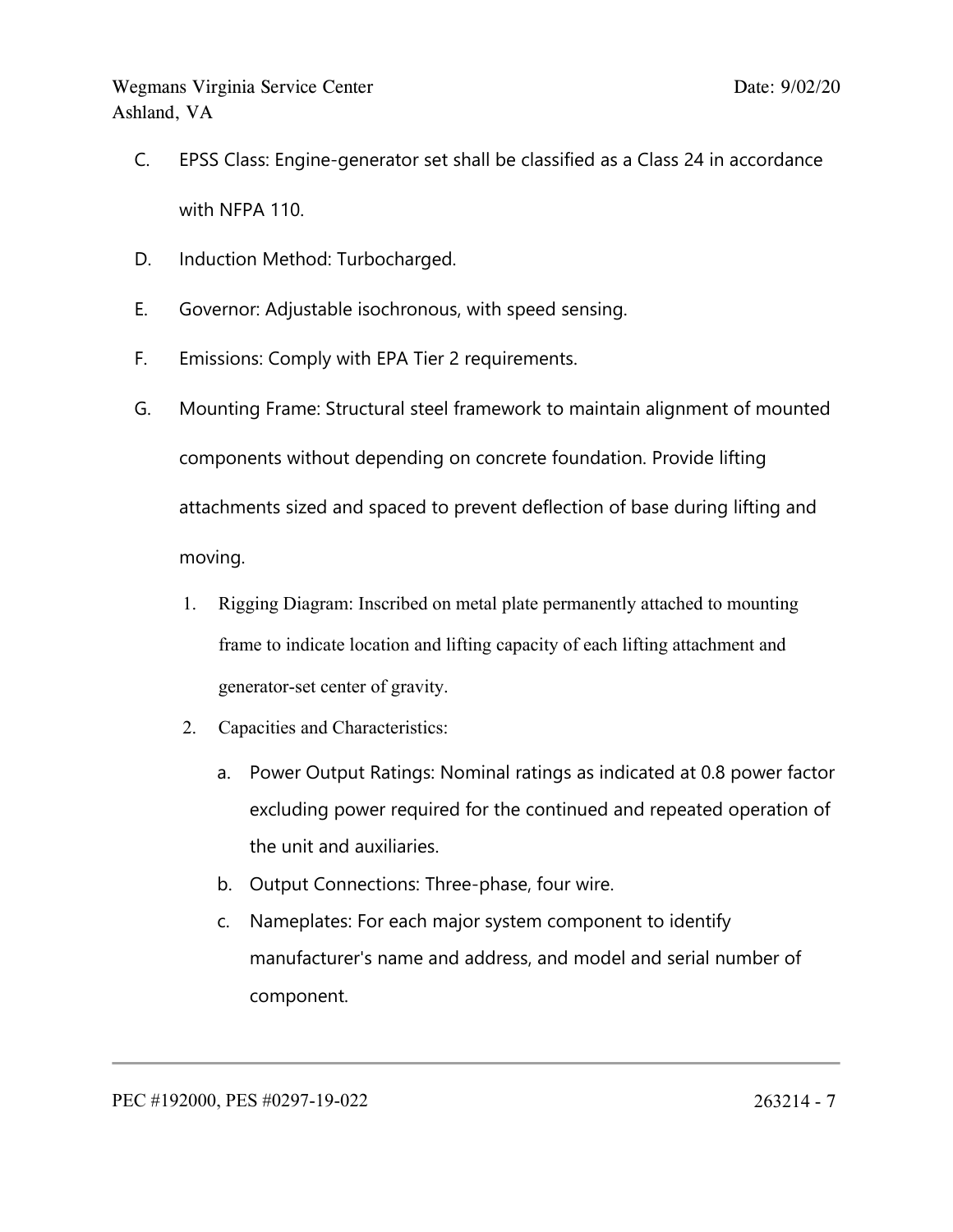C. EPSS Class: Engine-generator set shall be classified as a Class 24 in accordance with NFPA 110.

D. Induction Method: Turbocharged.

E. Governor: Adjustable isochronous, with speed sensing.

F. Emissions: Comply with EPA Tier 2 requirements.

G. Mounting Frame: Structural steel framework to maintain alignment of mounted components without depending on concrete foundation. Provide lifting attachments sized and spaced to prevent deflection of base during lifting and moving.

   1. Rigging Diagram: Inscribed on metal plate permanently attached to mounting frame to indicate location and lifting capacity of each lifting attachment and generator-set center of gravity.

   2. Capacities and Characteristics:

      a. Power Output Ratings: Nominal ratings as indicated at 0.8 power factor excluding power required for the continued and repeated operation of the unit and auxiliaries.

      b. Output Connections: Three-phase, four wire.

      c. Nameplates: For each major system component to identify manufacturer's name and address, and model and serial number of component.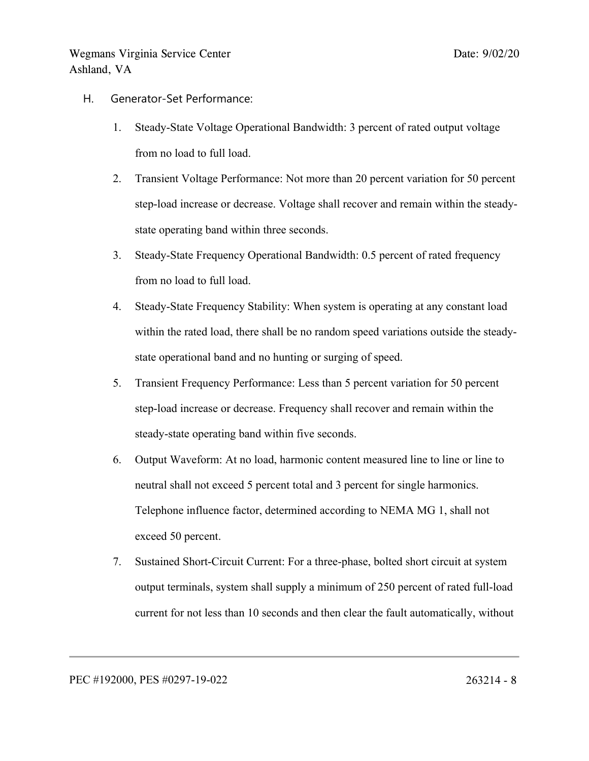H. Generator-Set Performance:

1. Steady-State Voltage Operational Bandwidth: 3 percent of rated output voltage from no load to full load.
2. Transient Voltage Performance: Not more than 20 percent variation for 50 percent step-load increase or decrease. Voltage shall recover and remain within the steady-state operating band within three seconds.
3. Steady-State Frequency Operational Bandwidth: 0.5 percent of rated frequency from no load to full load.
4. Steady-State Frequency Stability: When system is operating at any constant load within the rated load, there shall be no random speed variations outside the steady-state operational band and no hunting or surging of speed.
5. Transient Frequency Performance: Less than 5 percent variation for 50 percent step-load increase or decrease. Frequency shall recover and remain within the steady-state operating band within five seconds.
6. Output Waveform: At no load, harmonic content measured line to line or line to neutral shall not exceed 5 percent total and 3 percent for single harmonics. Telephone influence factor, determined according to NEMA MG 1, shall not exceed 50 percent.
7. Sustained Short-Circuit Current: For a three-phase, bolted short circuit at system output terminals, system shall supply a minimum of 250 percent of rated full-load current for not less than 10 seconds and then clear the fault automatically, without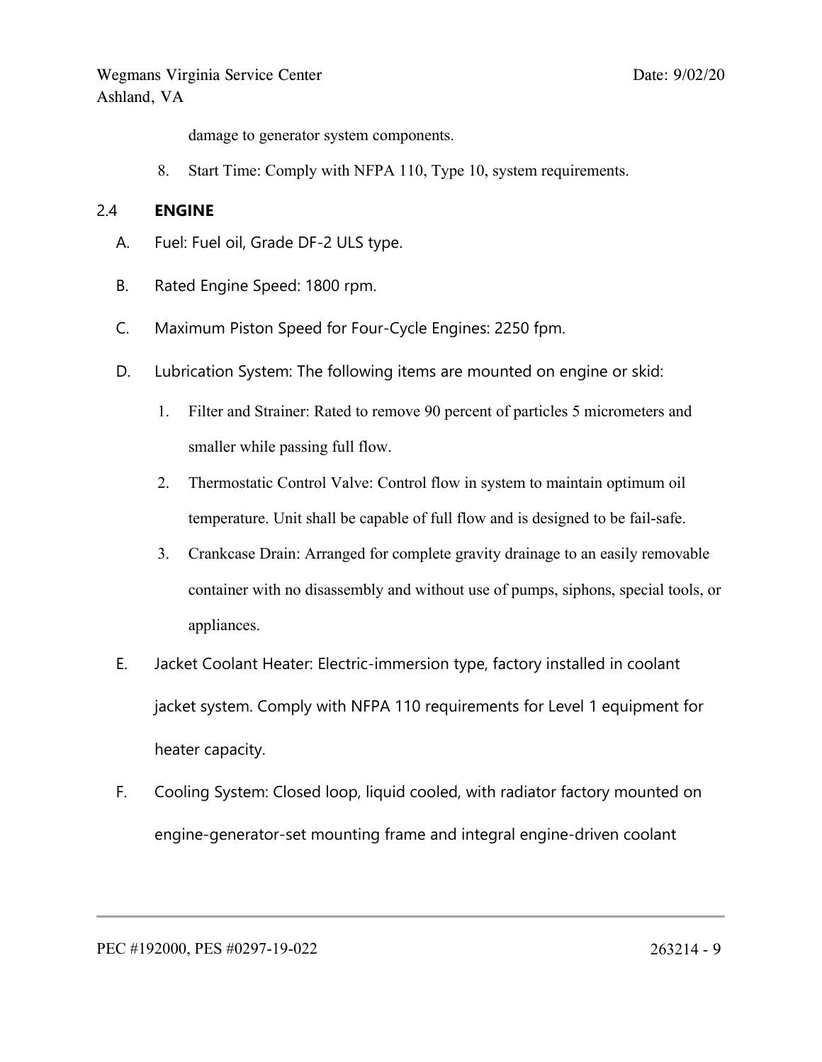damage to generator system components.

8. Start Time: Comply with NFPA 110, Type 10, system requirements.

## 2.4 ENGINE

A. Fuel: Fuel oil, Grade DF-2 ULS type.

B. Rated Engine Speed: 1800 rpm.

C. Maximum Piston Speed for Four-Cycle Engines: 2250 fpm.

D. Lubrication System: The following items are mounted on engine or skid:

   1. Filter and Strainer: Rated to remove 90 percent of particles 5 micrometers and smaller while passing full flow.

   2. Thermostatic Control Valve: Control flow in system to maintain optimum oil temperature. Unit shall be capable of full flow and is designed to be fail-safe.

   3. Crankcase Drain: Arranged for complete gravity drainage to an easily removable container with no disassembly and without use of pumps, siphons, special tools, or appliances.

E. Jacket Coolant Heater: Electric-immersion type, factory installed in coolant jacket system. Comply with NFPA 110 requirements for Level 1 equipment for heater capacity.

F. Cooling System: Closed loop, liquid cooled, with radiator factory mounted on engine-generator-set mounting frame and integral engine-driven coolant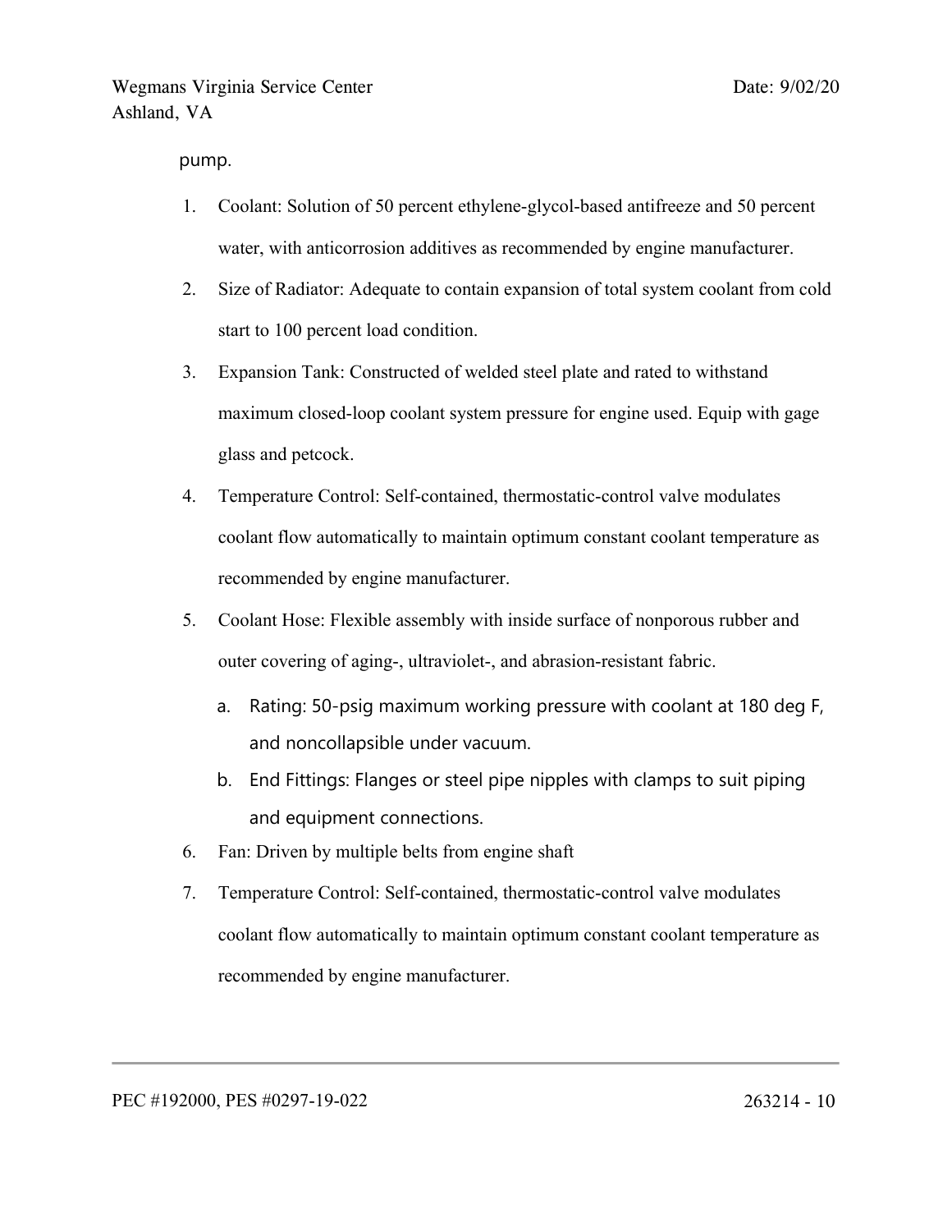pump.

1. Coolant: Solution of 50 percent ethylene-glycol-based antifreeze and 50 percent water, with anticorrosion additives as recommended by engine manufacturer.
2. Size of Radiator: Adequate to contain expansion of total system coolant from cold start to 100 percent load condition.
3. Expansion Tank: Constructed of welded steel plate and rated to withstand maximum closed-loop coolant system pressure for engine used. Equip with gage glass and petcock.
4. Temperature Control: Self-contained, thermostatic-control valve modulates coolant flow automatically to maintain optimum constant coolant temperature as recommended by engine manufacturer.
5. Coolant Hose: Flexible assembly with inside surface of nonporous rubber and outer covering of aging-, ultraviolet-, and abrasion-resistant fabric.
   a. Rating: 50-psig maximum working pressure with coolant at 180 deg F, and noncollapsible under vacuum.
   b. End Fittings: Flanges or steel pipe nipples with clamps to suit piping and equipment connections.
6. Fan: Driven by multiple belts from engine shaft
7. Temperature Control: Self-contained, thermostatic-control valve modulates coolant flow automatically to maintain optimum constant coolant temperature as recommended by engine manufacturer.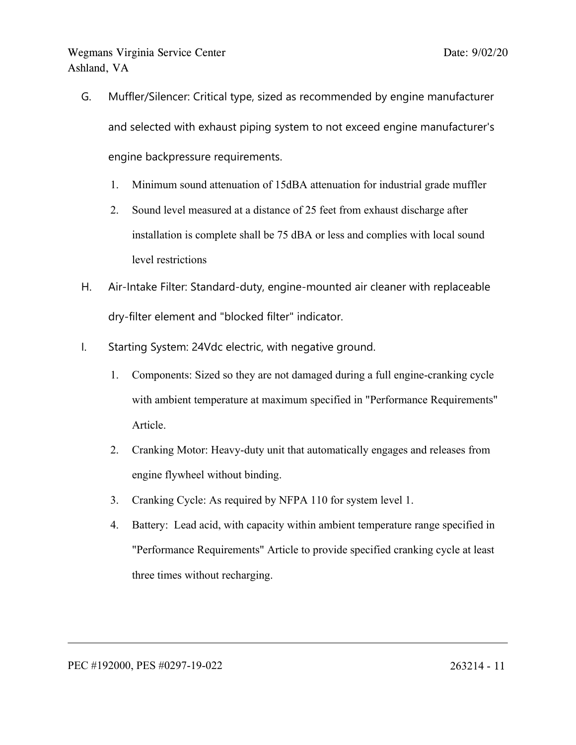G. Muffler/Silencer: Critical type, sized as recommended by engine manufacturer and selected with exhaust piping system to not exceed engine manufacturer's engine backpressure requirements.

   1. Minimum sound attenuation of 15dBA attenuation for industrial grade muffler
   2. Sound level measured at a distance of 25 feet from exhaust discharge after installation is complete shall be 75 dBA or less and complies with local sound level restrictions

H. Air-Intake Filter: Standard-duty, engine-mounted air cleaner with replaceable dry-filter element and "blocked filter" indicator.

I. Starting System: 24Vdc electric, with negative ground.

   1. Components: Sized so they are not damaged during a full engine-cranking cycle with ambient temperature at maximum specified in "Performance Requirements" Article.
   2. Cranking Motor: Heavy-duty unit that automatically engages and releases from engine flywheel without binding.
   3. Cranking Cycle: As required by NFPA 110 for system level 1.
   4. Battery: Lead acid, with capacity within ambient temperature range specified in "Performance Requirements" Article to provide specified cranking cycle at least three times without recharging.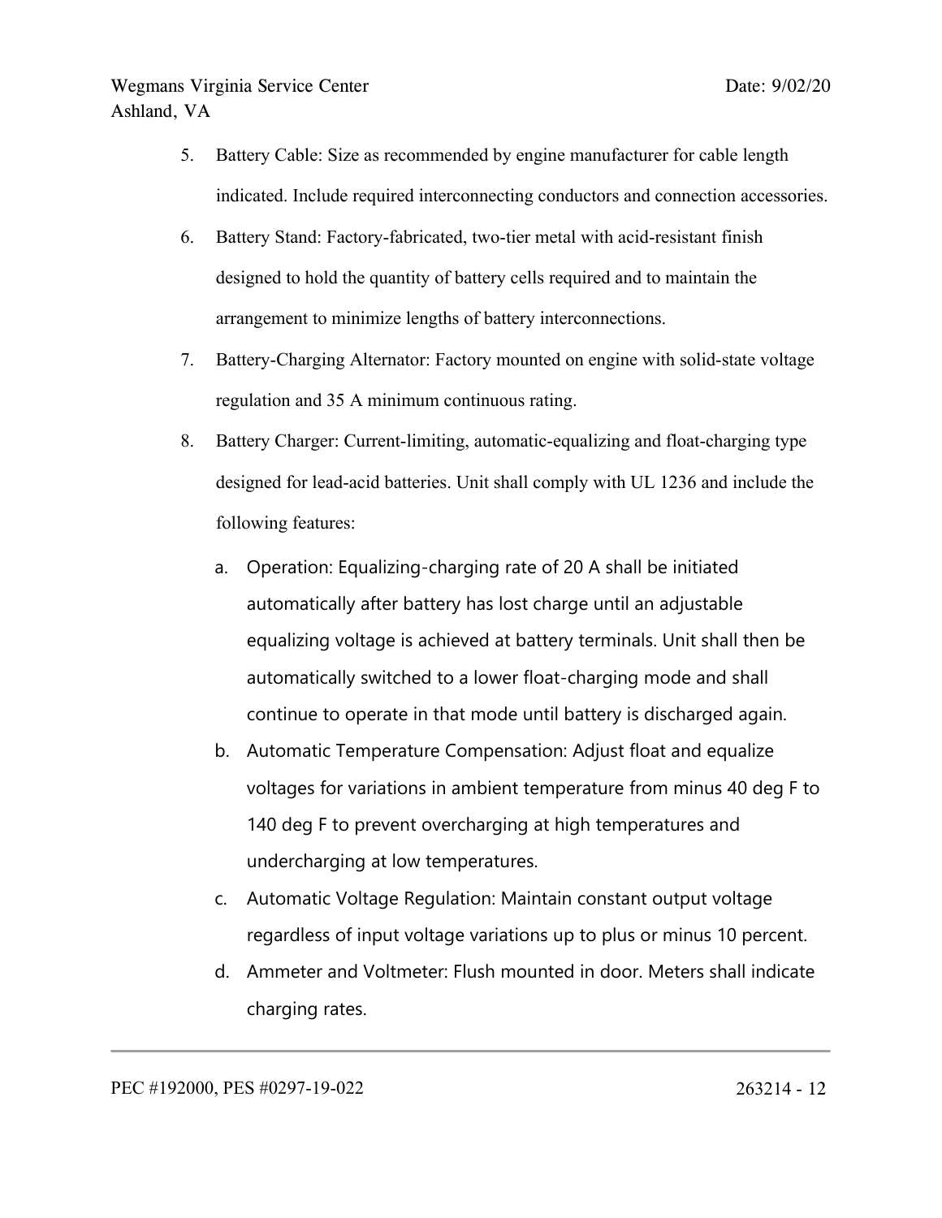5. Battery Cable: Size as recommended by engine manufacturer for cable length indicated. Include required interconnecting conductors and connection accessories.
6. Battery Stand: Factory-fabricated, two-tier metal with acid-resistant finish designed to hold the quantity of battery cells required and to maintain the arrangement to minimize lengths of battery interconnections.
7. Battery-Charging Alternator: Factory mounted on engine with solid-state voltage regulation and 35 A minimum continuous rating.
8. Battery Charger: Current-limiting, automatic-equalizing and float-charging type designed for lead-acid batteries. Unit shall comply with UL 1236 and include the following features:
   a. Operation: Equalizing-charging rate of 20 A shall be initiated automatically after battery has lost charge until an adjustable equalizing voltage is achieved at battery terminals. Unit shall then be automatically switched to a lower float-charging mode and shall continue to operate in that mode until battery is discharged again.
   b. Automatic Temperature Compensation: Adjust float and equalize voltages for variations in ambient temperature from minus 40 deg F to 140 deg F to prevent overcharging at high temperatures and undercharging at low temperatures.
   c. Automatic Voltage Regulation: Maintain constant output voltage regardless of input voltage variations up to plus or minus 10 percent.
   d. Ammeter and Voltmeter: Flush mounted in door. Meters shall indicate charging rates.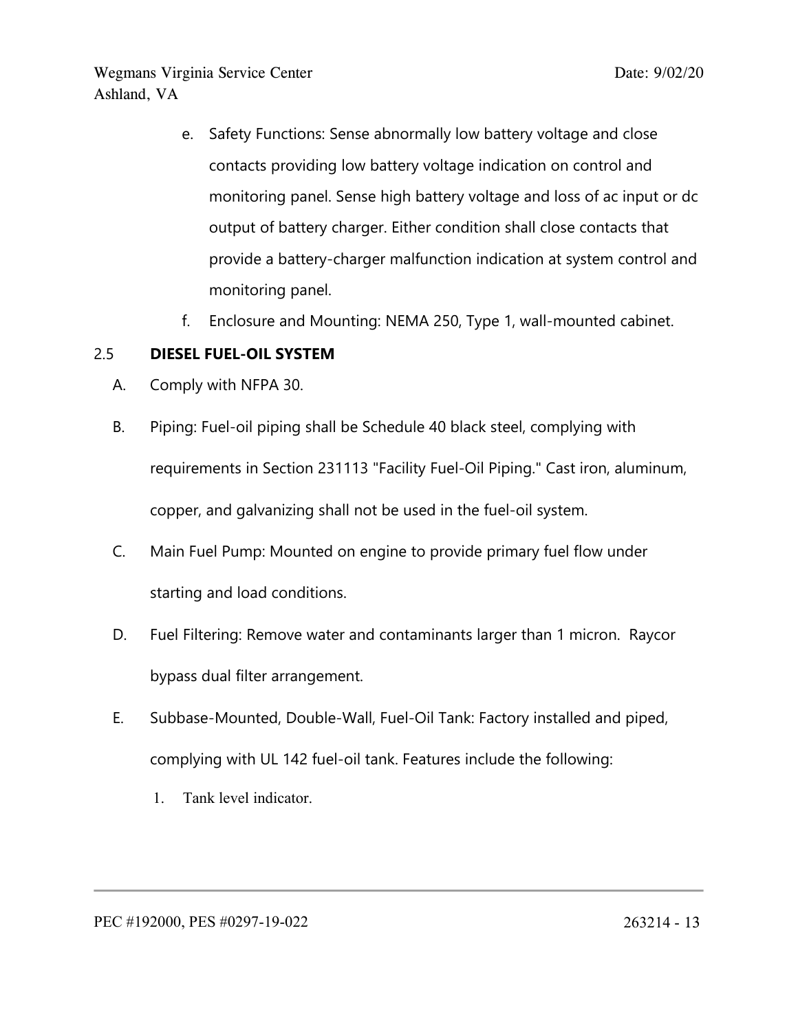e. Safety Functions: Sense abnormally low battery voltage and close contacts providing low battery voltage indication on control and monitoring panel. Sense high battery voltage and loss of ac input or dc output of battery charger. Either condition shall close contacts that provide a battery-charger malfunction indication at system control and monitoring panel.

f. Enclosure and Mounting: NEMA 250, Type 1, wall-mounted cabinet.

## 2.5 DIESEL FUEL-OIL SYSTEM

A. Comply with NFPA 30.

B. Piping: Fuel-oil piping shall be Schedule 40 black steel, complying with requirements in Section 231113 "Facility Fuel-Oil Piping." Cast iron, aluminum, copper, and galvanizing shall not be used in the fuel-oil system.

C. Main Fuel Pump: Mounted on engine to provide primary fuel flow under starting and load conditions.

D. Fuel Filtering: Remove water and contaminants larger than 1 micron. Raycor bypass dual filter arrangement.

E. Subbase-Mounted, Double-Wall, Fuel-Oil Tank: Factory installed and piped, complying with UL 142 fuel-oil tank. Features include the following:

1. Tank level indicator.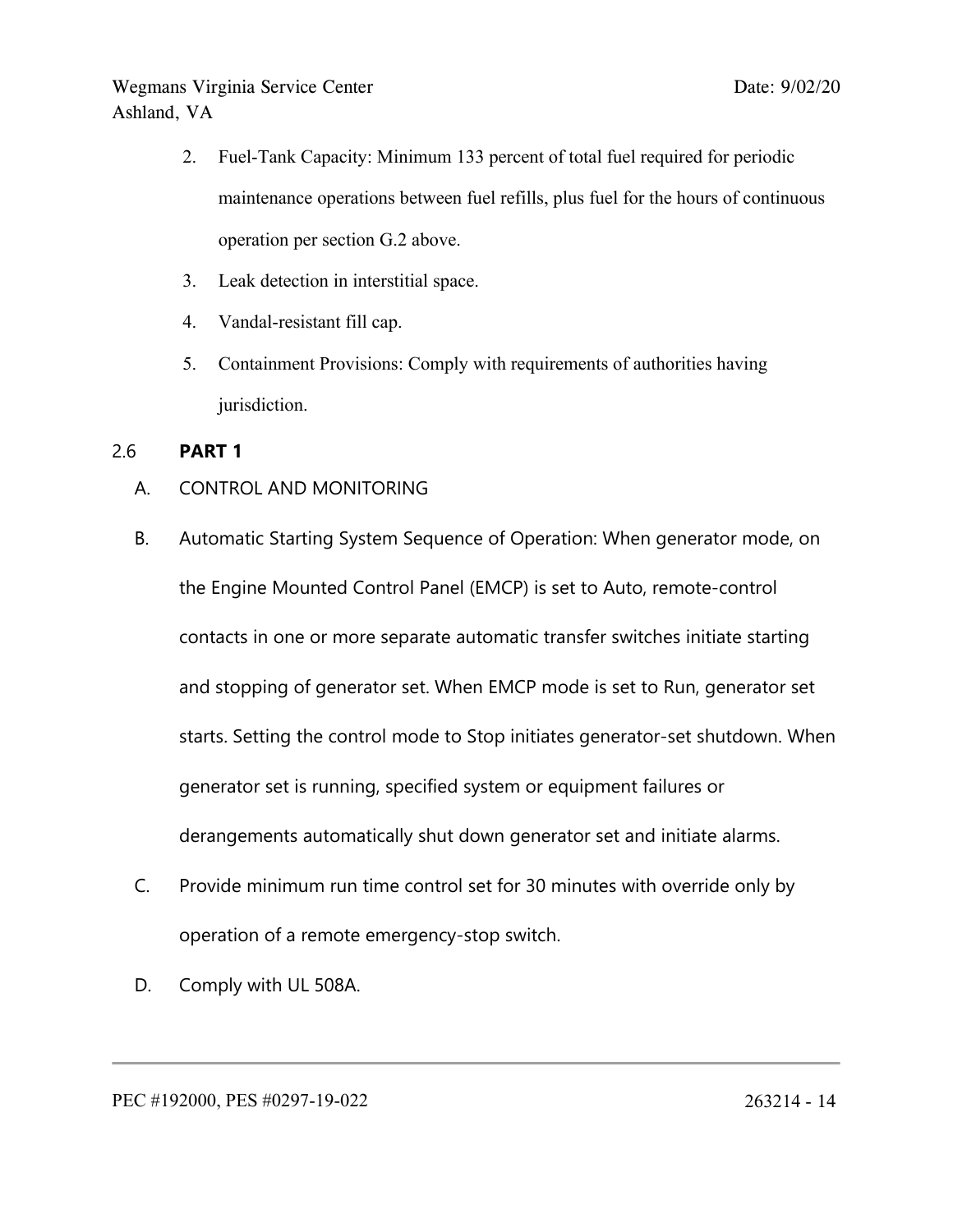2. Fuel-Tank Capacity: Minimum 133 percent of total fuel required for periodic maintenance operations between fuel refills, plus fuel for the hours of continuous operation per section G.2 above.
3. Leak detection in interstitial space.
4. Vandal-resistant fill cap.
5. Containment Provisions: Comply with requirements of authorities having jurisdiction.

2.6 **PART 1**

A. CONTROL AND MONITORING

B. Automatic Starting System Sequence of Operation: When generator mode, on the Engine Mounted Control Panel (EMCP) is set to Auto, remote-control contacts in one or more separate automatic transfer switches initiate starting and stopping of generator set. When EMCP mode is set to Run, generator set starts. Setting the control mode to Stop initiates generator-set shutdown. When generator set is running, specified system or equipment failures or derangements automatically shut down generator set and initiate alarms.

C. Provide minimum run time control set for 30 minutes with override only by operation of a remote emergency-stop switch.

D. Comply with UL 508A.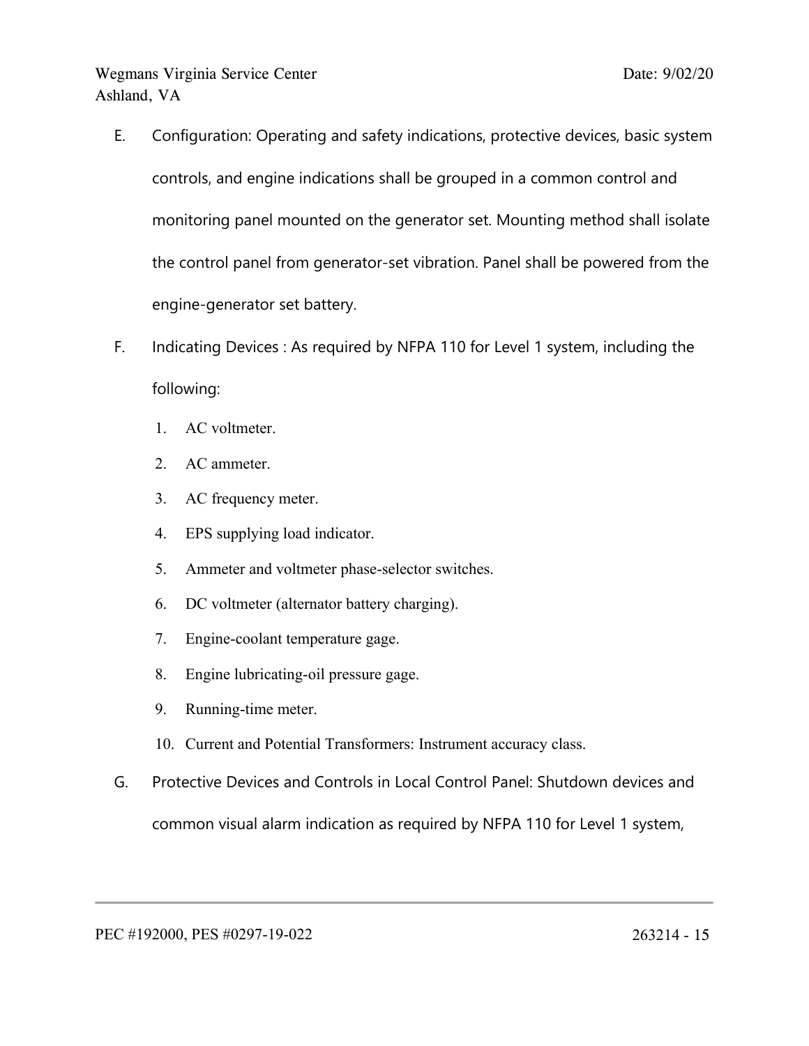E. Configuration: Operating and safety indications, protective devices, basic system controls, and engine indications shall be grouped in a common control and monitoring panel mounted on the generator set. Mounting method shall isolate the control panel from generator-set vibration. Panel shall be powered from the engine-generator set battery.

F. Indicating Devices : As required by NFPA 110 for Level 1 system, including the following:

   1. AC voltmeter.
   2. AC ammeter.
   3. AC frequency meter.
   4. EPS supplying load indicator.
   5. Ammeter and voltmeter phase-selector switches.
   6. DC voltmeter (alternator battery charging).
   7. Engine-coolant temperature gage.
   8. Engine lubricating-oil pressure gage.
   9. Running-time meter.
   10. Current and Potential Transformers: Instrument accuracy class.

G. Protective Devices and Controls in Local Control Panel: Shutdown devices and common visual alarm indication as required by NFPA 110 for Level 1 system,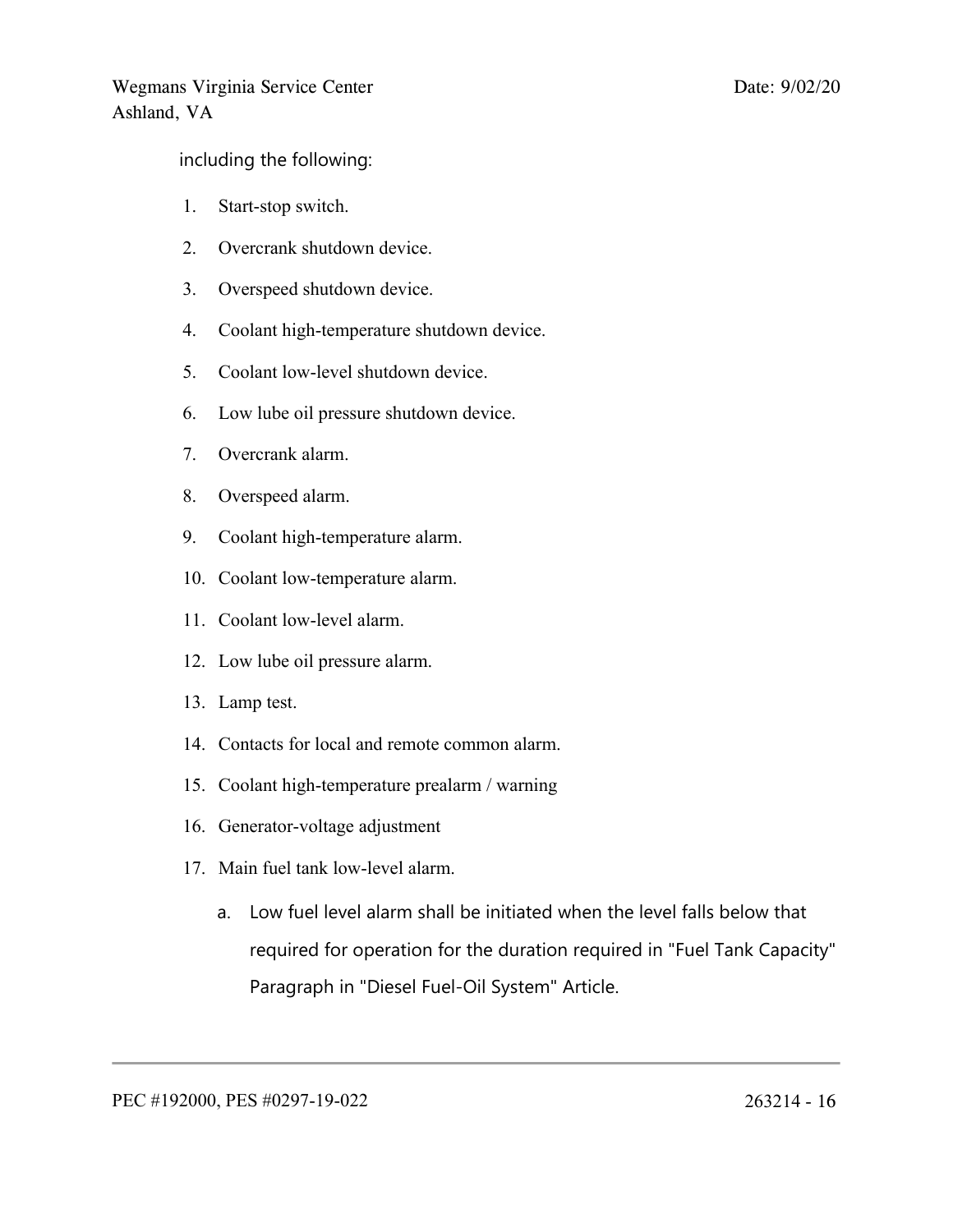including the following:

1. Start-stop switch.
2. Overcrank shutdown device.
3. Overspeed shutdown device.
4. Coolant high-temperature shutdown device.
5. Coolant low-level shutdown device.
6. Low lube oil pressure shutdown device.
7. Overcrank alarm.
8. Overspeed alarm.
9. Coolant high-temperature alarm.
10. Coolant low-temperature alarm.
11. Coolant low-level alarm.
12. Low lube oil pressure alarm.
13. Lamp test.
14. Contacts for local and remote common alarm.
15. Coolant high-temperature prealarm / warning
16. Generator-voltage adjustment
17. Main fuel tank low-level alarm.
    a. Low fuel level alarm shall be initiated when the level falls below that required for operation for the duration required in "Fuel Tank Capacity" Paragraph in "Diesel Fuel-Oil System" Article.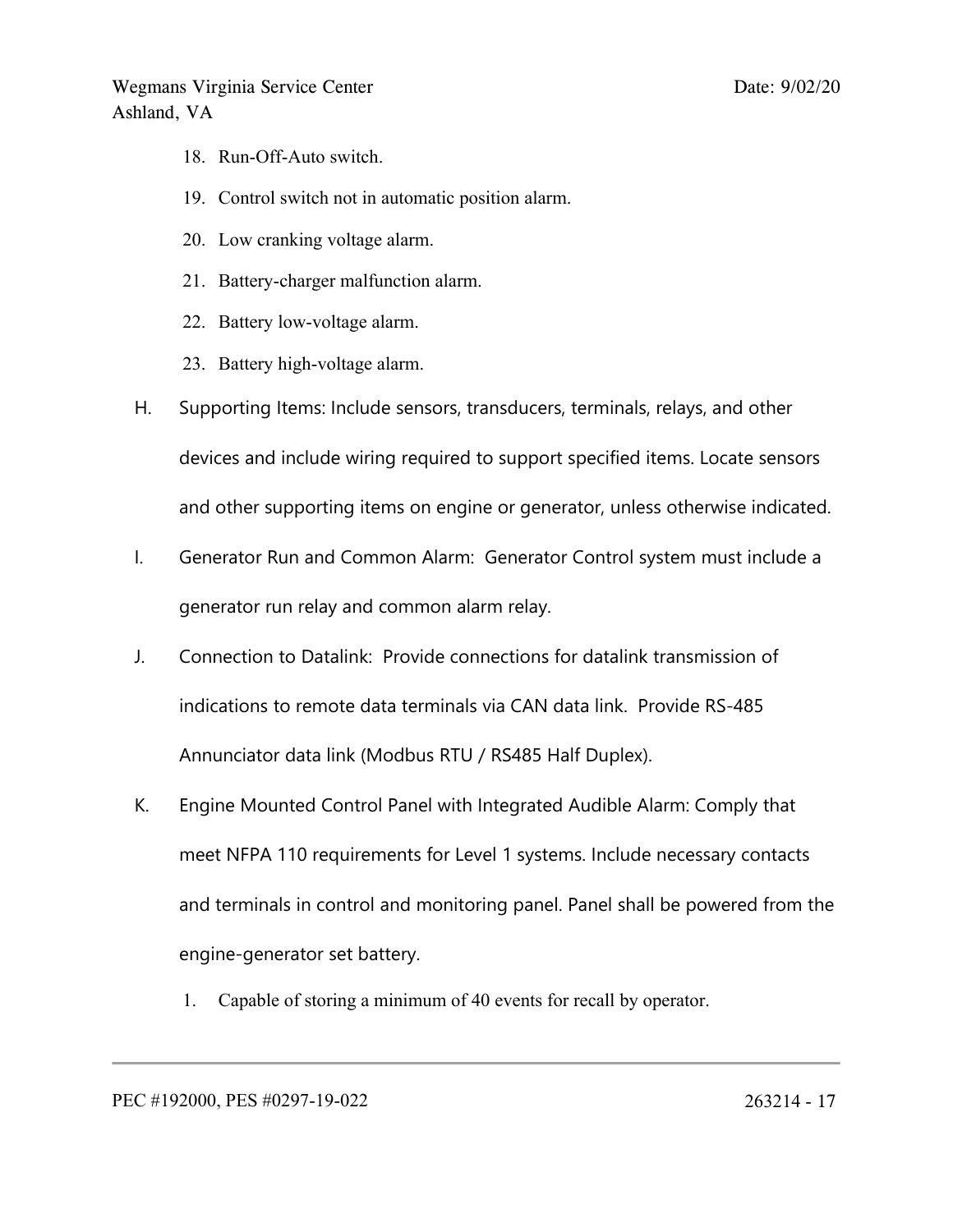18. Run-Off-Auto switch.
19. Control switch not in automatic position alarm.
20. Low cranking voltage alarm.
21. Battery-charger malfunction alarm.
22. Battery low-voltage alarm.
23. Battery high-voltage alarm.

H. Supporting Items: Include sensors, transducers, terminals, relays, and other devices and include wiring required to support specified items. Locate sensors and other supporting items on engine or generator, unless otherwise indicated.

I. Generator Run and Common Alarm: Generator Control system must include a generator run relay and common alarm relay.

J. Connection to Datalink: Provide connections for datalink transmission of indications to remote data terminals via CAN data link. Provide RS-485 Annunciator data link (Modbus RTU / RS485 Half Duplex).

K. Engine Mounted Control Panel with Integrated Audible Alarm: Comply that meet NFPA 110 requirements for Level 1 systems. Include necessary contacts and terminals in control and monitoring panel. Panel shall be powered from the engine-generator set battery.

1. Capable of storing a minimum of 40 events for recall by operator.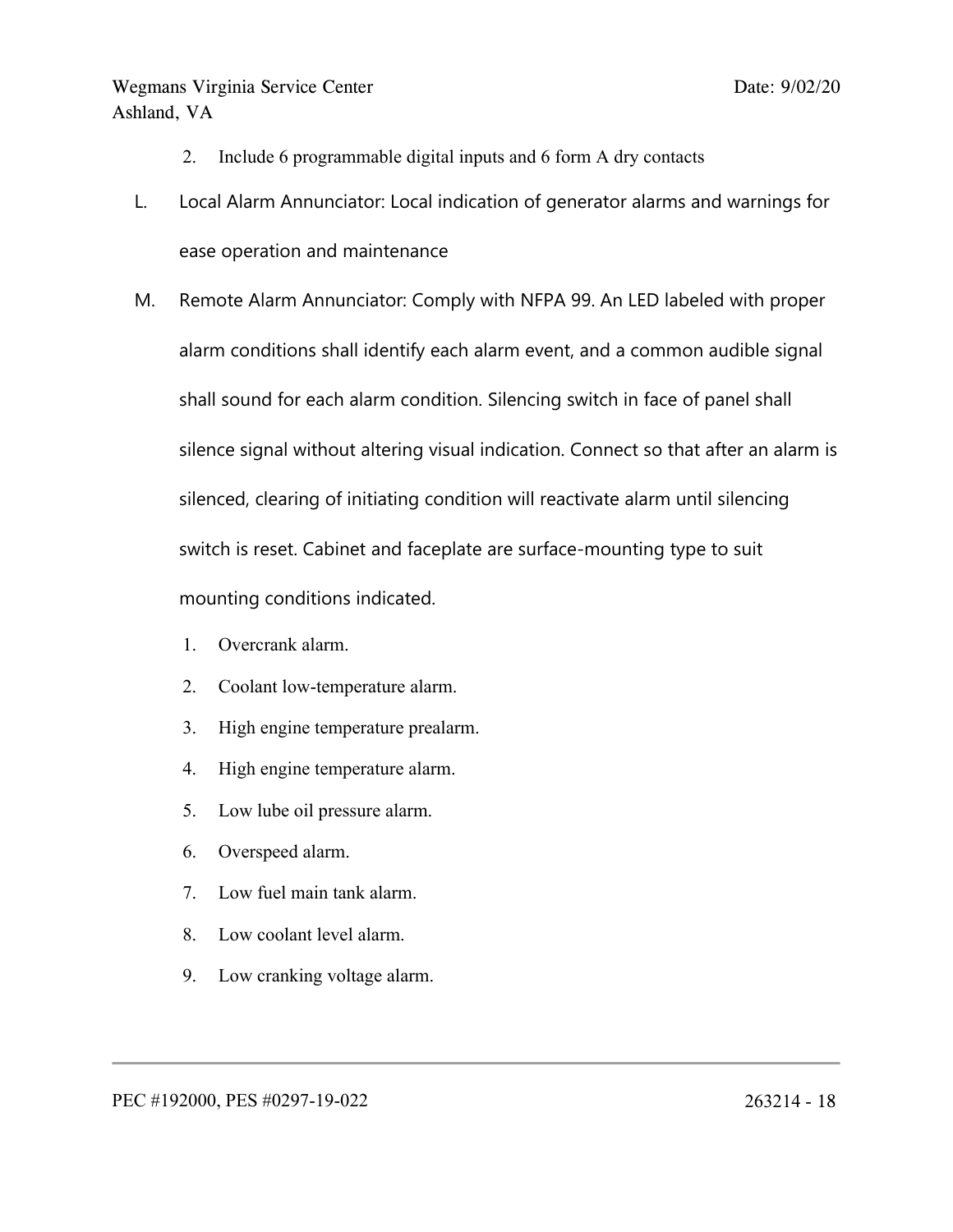2. Include 6 programmable digital inputs and 6 form A dry contacts

L. Local Alarm Annunciator: Local indication of generator alarms and warnings for ease operation and maintenance

M. Remote Alarm Annunciator: Comply with NFPA 99. An LED labeled with proper alarm conditions shall identify each alarm event, and a common audible signal shall sound for each alarm condition. Silencing switch in face of panel shall silence signal without altering visual indication. Connect so that after an alarm is silenced, clearing of initiating condition will reactivate alarm until silencing switch is reset. Cabinet and faceplate are surface-mounting type to suit mounting conditions indicated.

1. Overcrank alarm.
2. Coolant low-temperature alarm.
3. High engine temperature prealarm.
4. High engine temperature alarm.
5. Low lube oil pressure alarm.
6. Overspeed alarm.
7. Low fuel main tank alarm.
8. Low coolant level alarm.
9. Low cranking voltage alarm.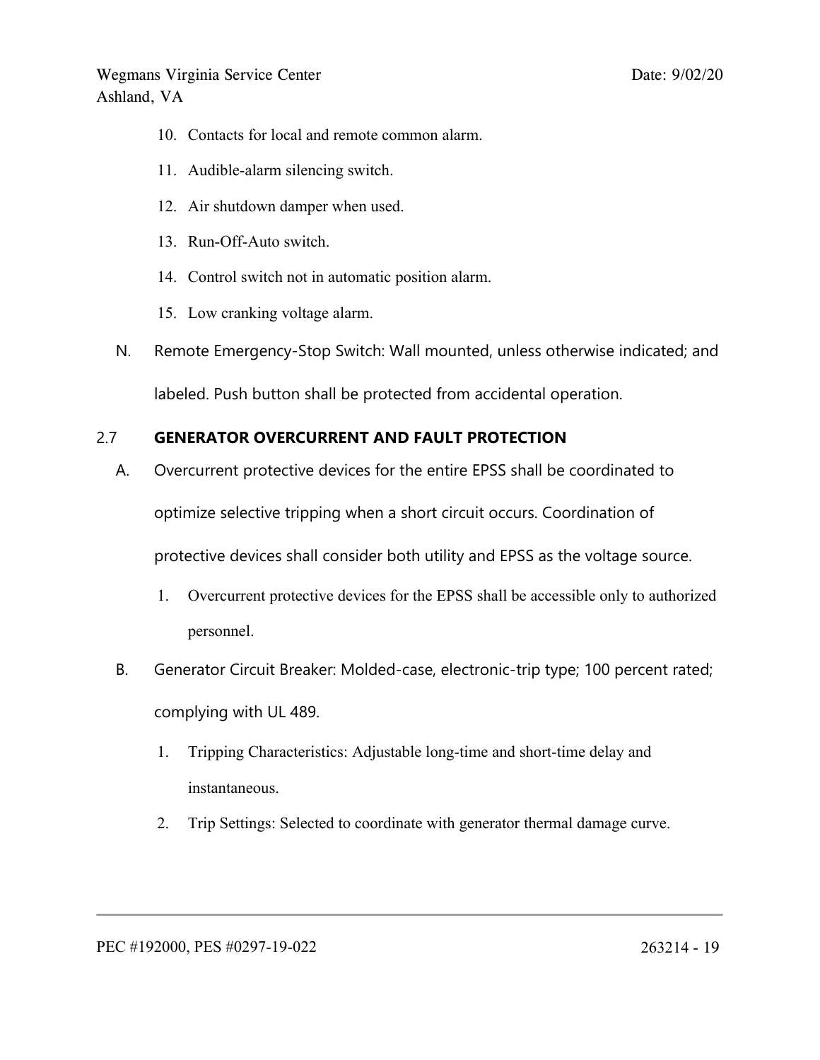10. Contacts for local and remote common alarm.

11. Audible-alarm silencing switch.

12. Air shutdown damper when used.

13. Run-Off-Auto switch.

14. Control switch not in automatic position alarm.

15. Low cranking voltage alarm.

N. Remote Emergency-Stop Switch: Wall mounted, unless otherwise indicated; and labeled. Push button shall be protected from accidental operation.

## 2.7 GENERATOR OVERCURRENT AND FAULT PROTECTION

A. Overcurrent protective devices for the entire EPSS shall be coordinated to optimize selective tripping when a short circuit occurs. Coordination of protective devices shall consider both utility and EPSS as the voltage source.

   1. Overcurrent protective devices for the EPSS shall be accessible only to authorized personnel.

B. Generator Circuit Breaker: Molded-case, electronic-trip type; 100 percent rated; complying with UL 489.

   1. Tripping Characteristics: Adjustable long-time and short-time delay and instantaneous.

   2. Trip Settings: Selected to coordinate with generator thermal damage curve.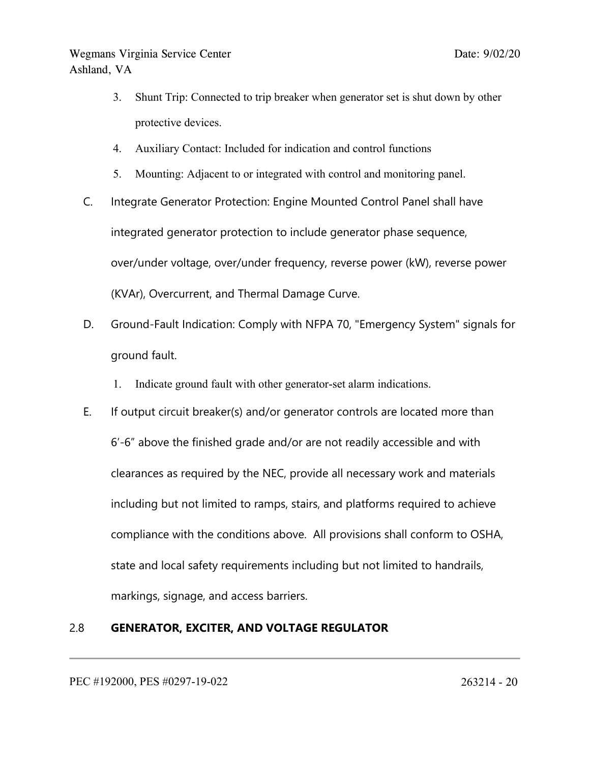3. Shunt Trip: Connected to trip breaker when generator set is shut down by other protective devices.
4. Auxiliary Contact: Included for indication and control functions
5. Mounting: Adjacent to or integrated with control and monitoring panel.

C. Integrate Generator Protection: Engine Mounted Control Panel shall have integrated generator protection to include generator phase sequence, over/under voltage, over/under frequency, reverse power (kW), reverse power (KVAr), Overcurrent, and Thermal Damage Curve.

D. Ground-Fault Indication: Comply with NFPA 70, "Emergency System" signals for ground fault.

1. Indicate ground fault with other generator-set alarm indications.

E. If output circuit breaker(s) and/or generator controls are located more than 6'-6" above the finished grade and/or are not readily accessible and with clearances as required by the NEC, provide all necessary work and materials including but not limited to ramps, stairs, and platforms required to achieve compliance with the conditions above. All provisions shall conform to OSHA, state and local safety requirements including but not limited to handrails, markings, signage, and access barriers.

## 2.8 GENERATOR, EXCITER, AND VOLTAGE REGULATOR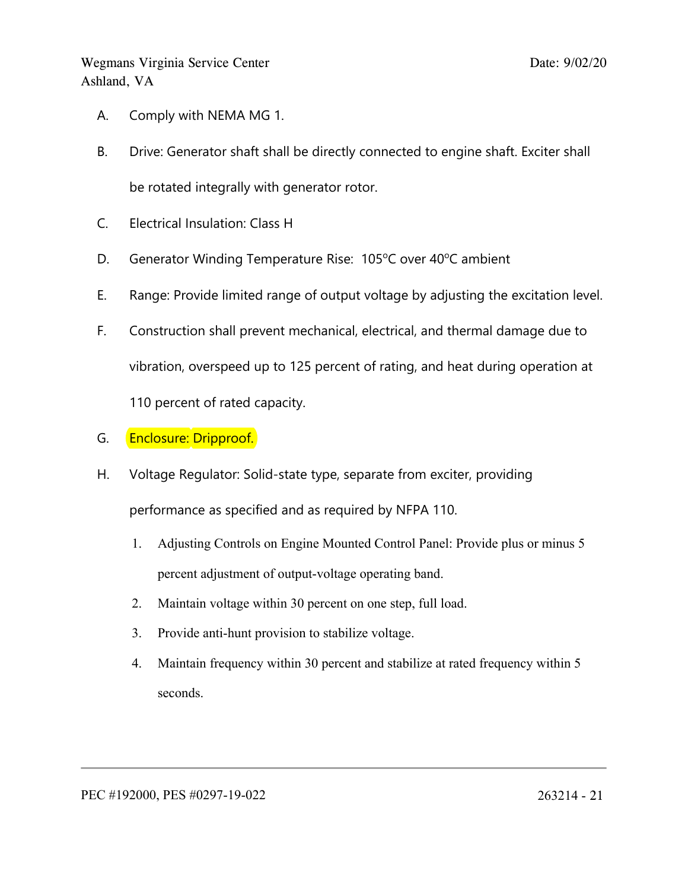A. Comply with NEMA MG 1.

B. Drive: Generator shaft shall be directly connected to engine shaft. Exciter shall be rotated integrally with generator rotor.

C. Electrical Insulation: Class H

D. Generator Winding Temperature Rise: 105ºC over 40ºC ambient

E. Range: Provide limited range of output voltage by adjusting the excitation level.

F. Construction shall prevent mechanical, electrical, and thermal damage due to vibration, overspeed up to 125 percent of rating, and heat during operation at 110 percent of rated capacity.

G. Enclosure: Dripproof.

H. Voltage Regulator: Solid-state type, separate from exciter, providing performance as specified and as required by NFPA 110.

   1. Adjusting Controls on Engine Mounted Control Panel: Provide plus or minus 5 percent adjustment of output-voltage operating band.
   2. Maintain voltage within 30 percent on one step, full load.
   3. Provide anti-hunt provision to stabilize voltage.
   4. Maintain frequency within 30 percent and stabilize at rated frequency within 5 seconds.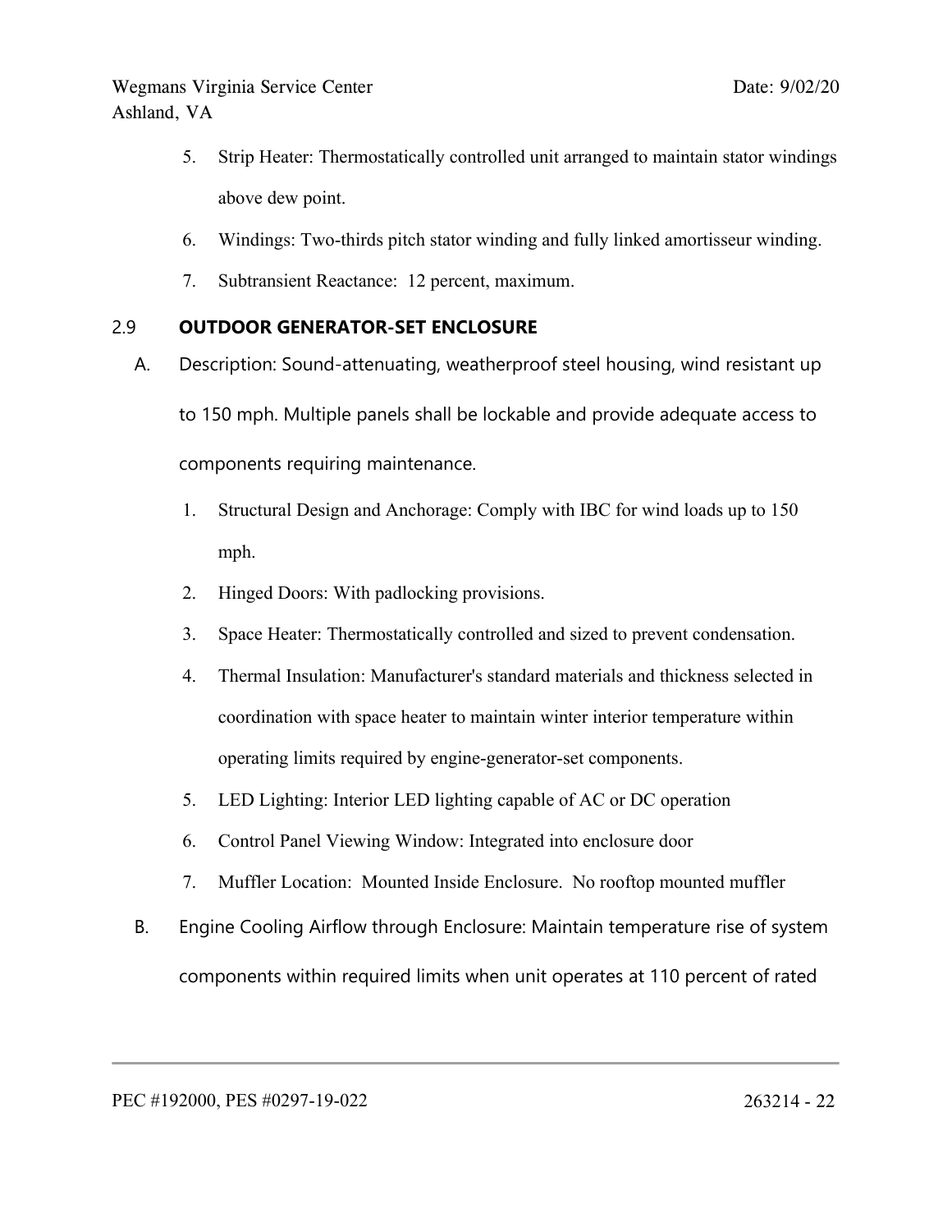5. Strip Heater: Thermostatically controlled unit arranged to maintain stator windings above dew point.
6. Windings: Two-thirds pitch stator winding and fully linked amortisseur winding.
7. Subtransient Reactance: 12 percent, maximum.

## 2.9 OUTDOOR GENERATOR-SET ENCLOSURE

A. Description: Sound-attenuating, weatherproof steel housing, wind resistant up to 150 mph. Multiple panels shall be lockable and provide adequate access to components requiring maintenance.

   1. Structural Design and Anchorage: Comply with IBC for wind loads up to 150 mph.
   2. Hinged Doors: With padlocking provisions.
   3. Space Heater: Thermostatically controlled and sized to prevent condensation.
   4. Thermal Insulation: Manufacturer's standard materials and thickness selected in coordination with space heater to maintain winter interior temperature within operating limits required by engine-generator-set components.
   5. LED Lighting: Interior LED lighting capable of AC or DC operation
   6. Control Panel Viewing Window: Integrated into enclosure door
   7. Muffler Location: Mounted Inside Enclosure. No rooftop mounted muffler

B. Engine Cooling Airflow through Enclosure: Maintain temperature rise of system components within required limits when unit operates at 110 percent of rated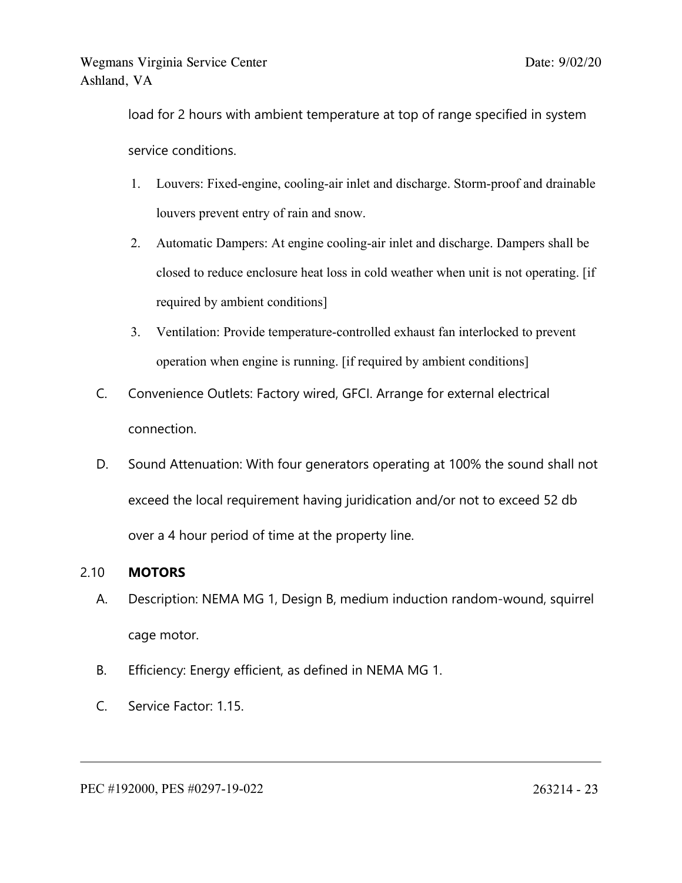load for 2 hours with ambient temperature at top of range specified in system service conditions.

1. Louvers: Fixed-engine, cooling-air inlet and discharge. Storm-proof and drainable louvers prevent entry of rain and snow.
2. Automatic Dampers: At engine cooling-air inlet and discharge. Dampers shall be closed to reduce enclosure heat loss in cold weather when unit is not operating. [if required by ambient conditions]
3. Ventilation: Provide temperature-controlled exhaust fan interlocked to prevent operation when engine is running. [if required by ambient conditions]

C. Convenience Outlets: Factory wired, GFCI. Arrange for external electrical connection.

D. Sound Attenuation: With four generators operating at 100% the sound shall not exceed the local requirement having juridication and/or not to exceed 52 db over a 4 hour period of time at the property line.

## 2.10 MOTORS

A. Description: NEMA MG 1, Design B, medium induction random-wound, squirrel cage motor.

B. Efficiency: Energy efficient, as defined in NEMA MG 1.

C. Service Factor: 1.15.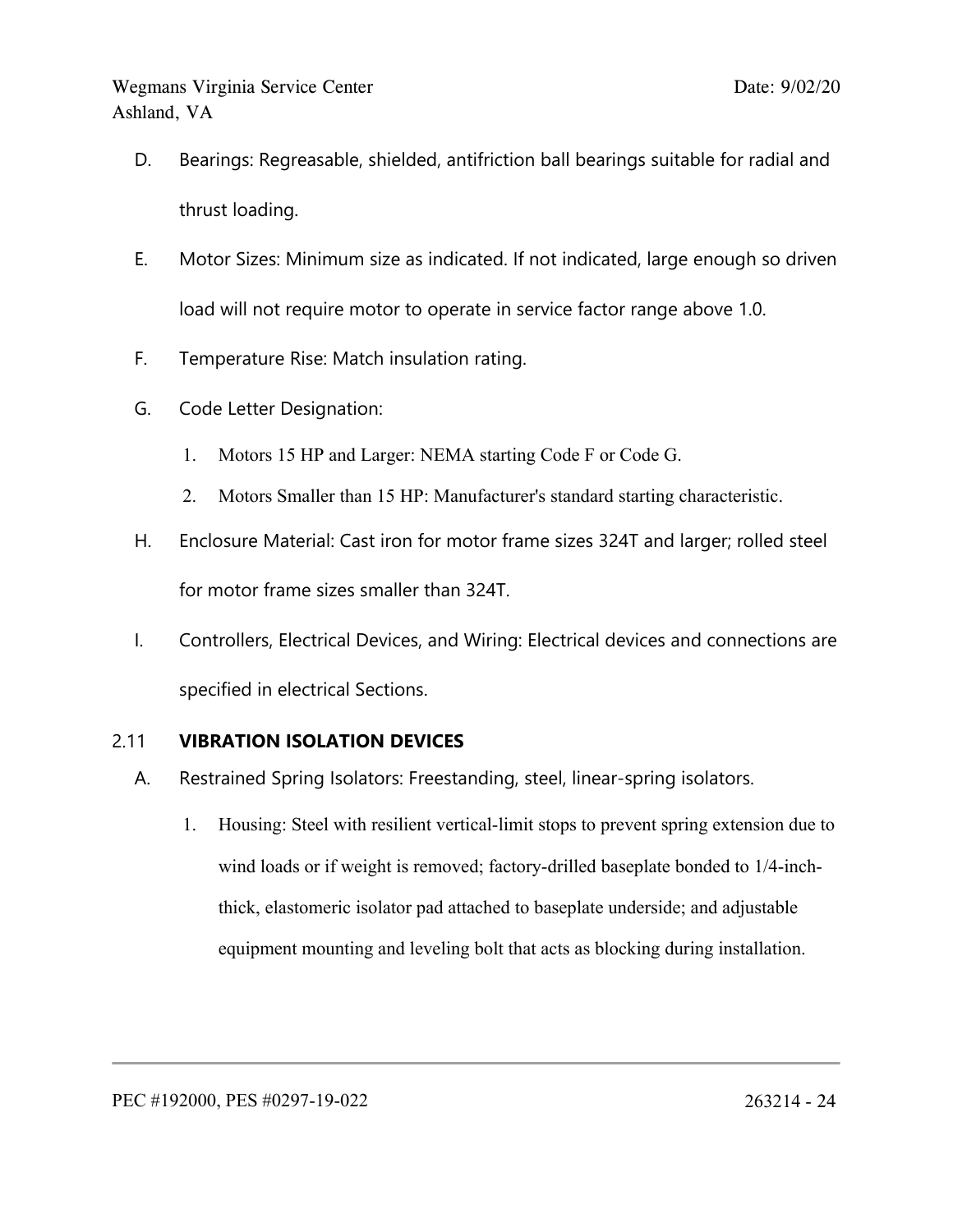D. Bearings: Regreasable, shielded, antifriction ball bearings suitable for radial and thrust loading.

E. Motor Sizes: Minimum size as indicated. If not indicated, large enough so driven load will not require motor to operate in service factor range above 1.0.

F. Temperature Rise: Match insulation rating.

G. Code Letter Designation:

1. Motors 15 HP and Larger: NEMA starting Code F or Code G.
2. Motors Smaller than 15 HP: Manufacturer's standard starting characteristic.

H. Enclosure Material: Cast iron for motor frame sizes 324T and larger; rolled steel for motor frame sizes smaller than 324T.

I. Controllers, Electrical Devices, and Wiring: Electrical devices and connections are specified in electrical Sections.

## 2.11 VIBRATION ISOLATION DEVICES

A. Restrained Spring Isolators: Freestanding, steel, linear-spring isolators.

1. Housing: Steel with resilient vertical-limit stops to prevent spring extension due to wind loads or if weight is removed; factory-drilled baseplate bonded to 1/4-inch-thick, elastomeric isolator pad attached to baseplate underside; and adjustable equipment mounting and leveling bolt that acts as blocking during installation.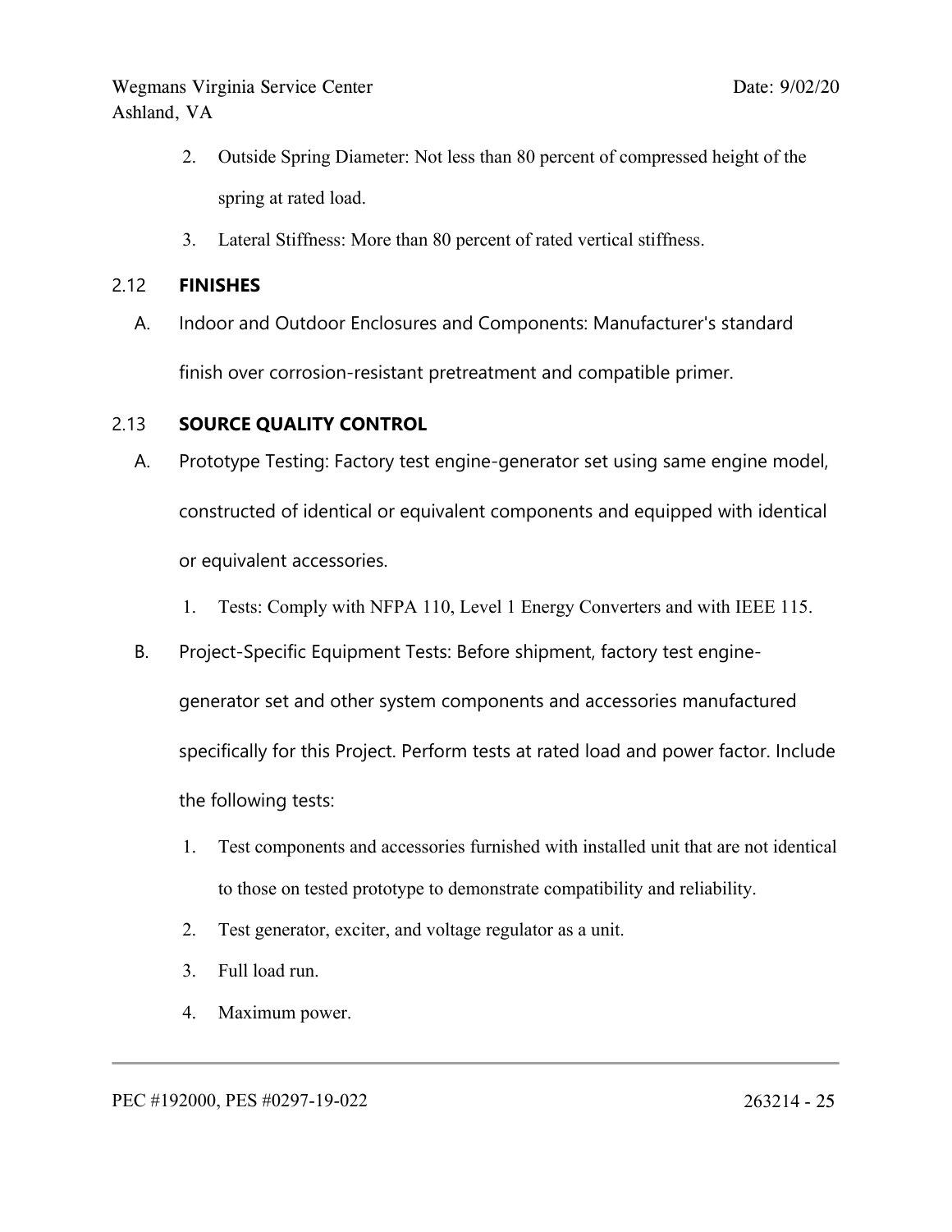2. Outside Spring Diameter: Not less than 80 percent of compressed height of the spring at rated load.
3. Lateral Stiffness: More than 80 percent of rated vertical stiffness.

## 2.12 FINISHES

A. Indoor and Outdoor Enclosures and Components: Manufacturer's standard finish over corrosion-resistant pretreatment and compatible primer.

## 2.13 SOURCE QUALITY CONTROL

A. Prototype Testing: Factory test engine-generator set using same engine model, constructed of identical or equivalent components and equipped with identical or equivalent accessories.
   1. Tests: Comply with NFPA 110, Level 1 Energy Converters and with IEEE 115.

B. Project-Specific Equipment Tests: Before shipment, factory test engine-generator set and other system components and accessories manufactured specifically for this Project. Perform tests at rated load and power factor. Include the following tests:
   1. Test components and accessories furnished with installed unit that are not identical to those on tested prototype to demonstrate compatibility and reliability.
   2. Test generator, exciter, and voltage regulator as a unit.
   3. Full load run.
   4. Maximum power.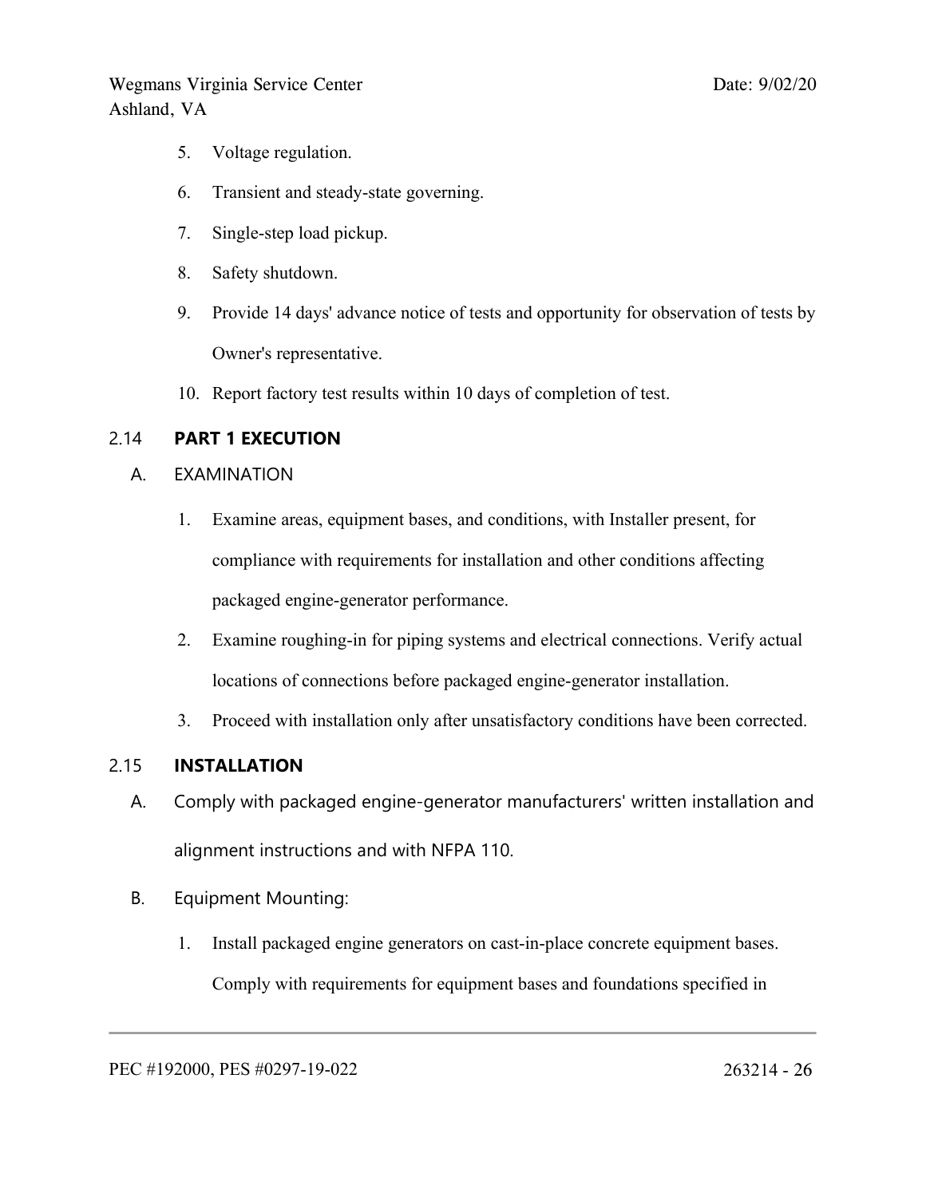5. Voltage regulation.
6. Transient and steady-state governing.
7. Single-step load pickup.
8. Safety shutdown.
9. Provide 14 days' advance notice of tests and opportunity for observation of tests by Owner's representative.
10. Report factory test results within 10 days of completion of test.

## 2.14 PART 1 EXECUTION

A. EXAMINATION

1. Examine areas, equipment bases, and conditions, with Installer present, for compliance with requirements for installation and other conditions affecting packaged engine-generator performance.
2. Examine roughing-in for piping systems and electrical connections. Verify actual locations of connections before packaged engine-generator installation.
3. Proceed with installation only after unsatisfactory conditions have been corrected.

## 2.15 INSTALLATION

A. Comply with packaged engine-generator manufacturers' written installation and alignment instructions and with NFPA 110.

B. Equipment Mounting:

1. Install packaged engine generators on cast-in-place concrete equipment bases. Comply with requirements for equipment bases and foundations specified in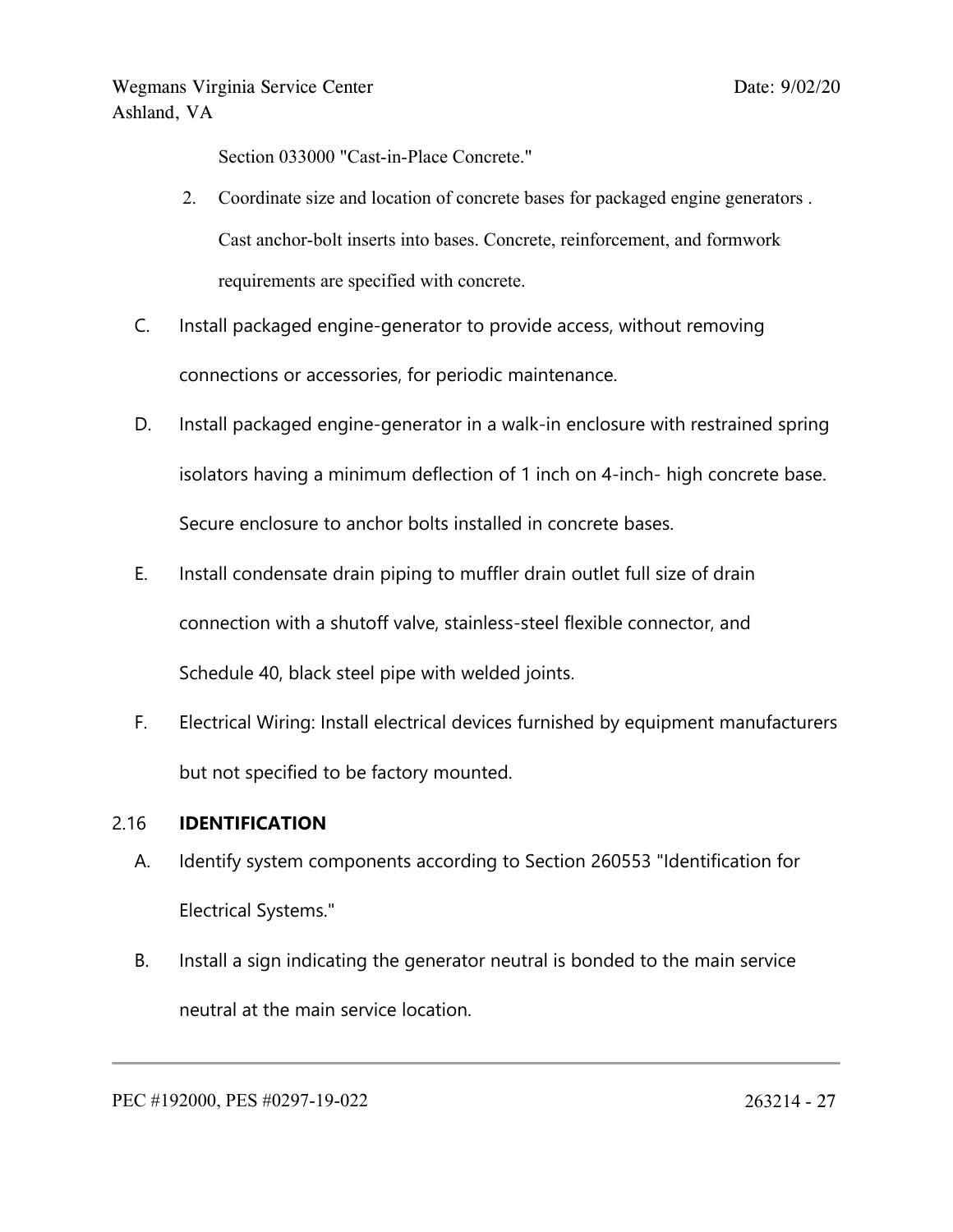Section 033000 "Cast-in-Place Concrete."

2. Coordinate size and location of concrete bases for packaged engine generators . Cast anchor-bolt inserts into bases. Concrete, reinforcement, and formwork requirements are specified with concrete.

C. Install packaged engine-generator to provide access, without removing connections or accessories, for periodic maintenance.

D. Install packaged engine-generator in a walk-in enclosure with restrained spring isolators having a minimum deflection of 1 inch on 4-inch- high concrete base. Secure enclosure to anchor bolts installed in concrete bases.

E. Install condensate drain piping to muffler drain outlet full size of drain connection with a shutoff valve, stainless-steel flexible connector, and Schedule 40, black steel pipe with welded joints.

F. Electrical Wiring: Install electrical devices furnished by equipment manufacturers but not specified to be factory mounted.

## 2.16 IDENTIFICATION

A. Identify system components according to Section 260553 "Identification for Electrical Systems."

B. Install a sign indicating the generator neutral is bonded to the main service neutral at the main service location.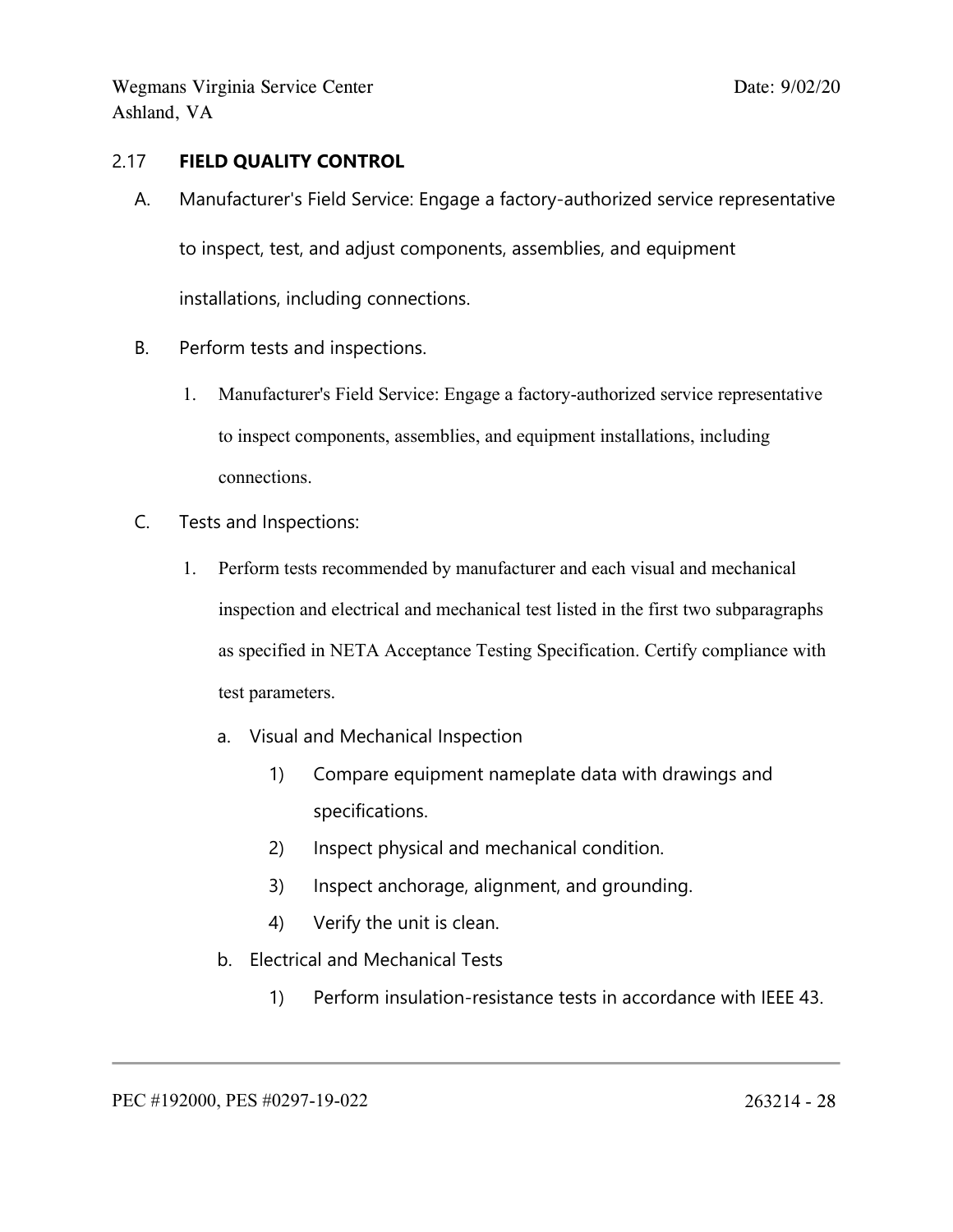## 2.17 FIELD QUALITY CONTROL

A. Manufacturer's Field Service: Engage a factory-authorized service representative to inspect, test, and adjust components, assemblies, and equipment installations, including connections.

B. Perform tests and inspections.

   1. Manufacturer's Field Service: Engage a factory-authorized service representative to inspect components, assemblies, and equipment installations, including connections.

C. Tests and Inspections:

   1. Perform tests recommended by manufacturer and each visual and mechanical inspection and electrical and mechanical test listed in the first two subparagraphs as specified in NETA Acceptance Testing Specification. Certify compliance with test parameters.

      a. Visual and Mechanical Inspection

         1) Compare equipment nameplate data with drawings and specifications.

         2) Inspect physical and mechanical condition.

         3) Inspect anchorage, alignment, and grounding.

         4) Verify the unit is clean.

      b. Electrical and Mechanical Tests

         1) Perform insulation-resistance tests in accordance with IEEE 43.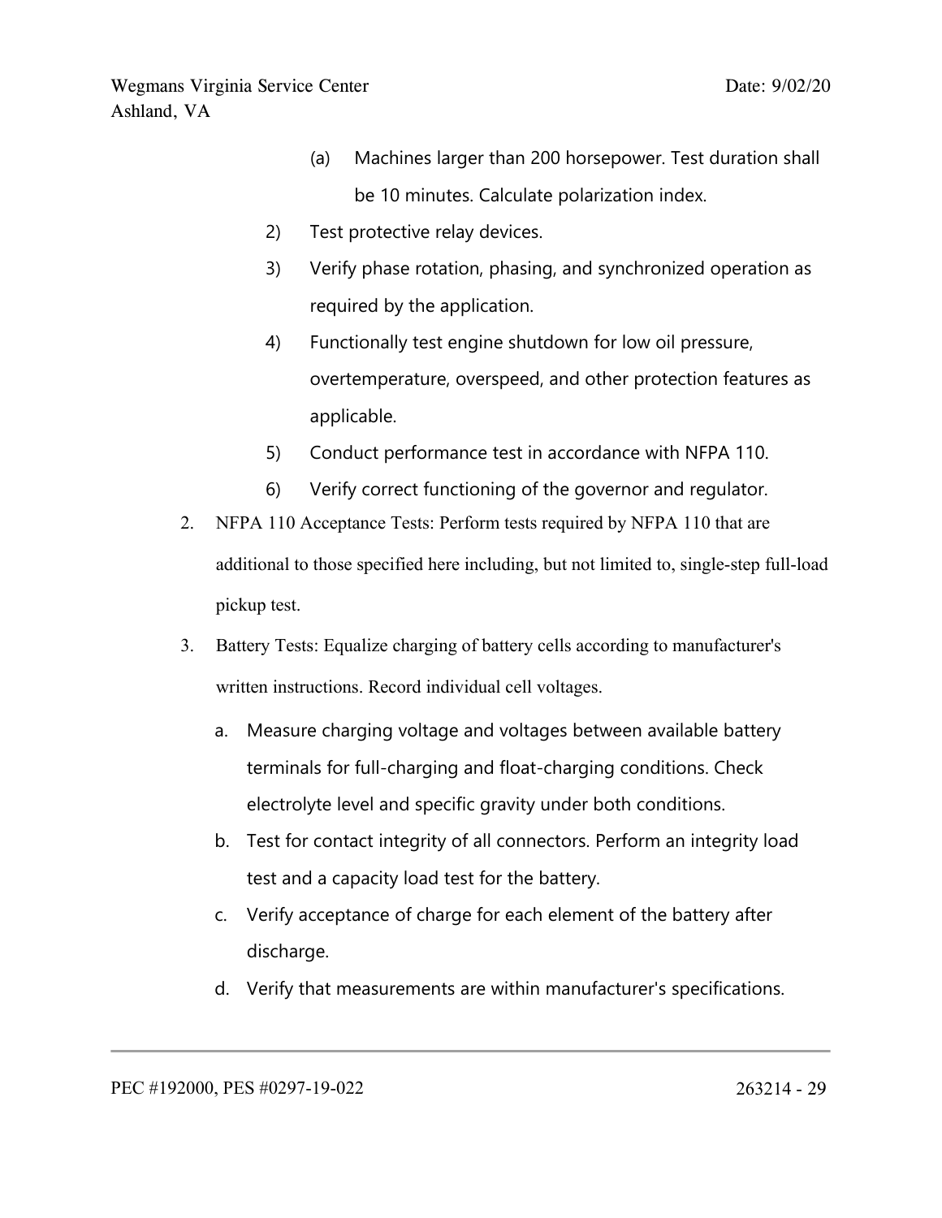(a) Machines larger than 200 horsepower. Test duration shall be 10 minutes. Calculate polarization index.

2) Test protective relay devices.

3) Verify phase rotation, phasing, and synchronized operation as required by the application.

4) Functionally test engine shutdown for low oil pressure, overtemperature, overspeed, and other protection features as applicable.

5) Conduct performance test in accordance with NFPA 110.

6) Verify correct functioning of the governor and regulator.

2. NFPA 110 Acceptance Tests: Perform tests required by NFPA 110 that are additional to those specified here including, but not limited to, single-step full-load pickup test.

3. Battery Tests: Equalize charging of battery cells according to manufacturer's written instructions. Record individual cell voltages.

   a. Measure charging voltage and voltages between available battery terminals for full-charging and float-charging conditions. Check electrolyte level and specific gravity under both conditions.

   b. Test for contact integrity of all connectors. Perform an integrity load test and a capacity load test for the battery.

   c. Verify acceptance of charge for each element of the battery after discharge.

   d. Verify that measurements are within manufacturer's specifications.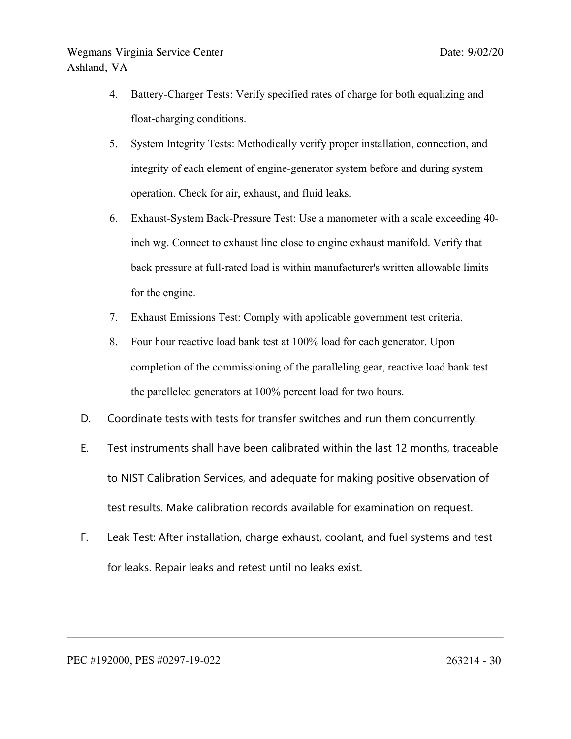4. Battery-Charger Tests: Verify specified rates of charge for both equalizing and float-charging conditions.
5. System Integrity Tests: Methodically verify proper installation, connection, and integrity of each element of engine-generator system before and during system operation. Check for air, exhaust, and fluid leaks.
6. Exhaust-System Back-Pressure Test: Use a manometer with a scale exceeding 40-inch wg. Connect to exhaust line close to engine exhaust manifold. Verify that back pressure at full-rated load is within manufacturer's written allowable limits for the engine.
7. Exhaust Emissions Test: Comply with applicable government test criteria.
8. Four hour reactive load bank test at 100% load for each generator. Upon completion of the commissioning of the paralleling gear, reactive load bank test the parelleled generators at 100% percent load for two hours.

D. Coordinate tests with tests for transfer switches and run them concurrently.

E. Test instruments shall have been calibrated within the last 12 months, traceable to NIST Calibration Services, and adequate for making positive observation of test results. Make calibration records available for examination on request.

F. Leak Test: After installation, charge exhaust, coolant, and fuel systems and test for leaks. Repair leaks and retest until no leaks exist.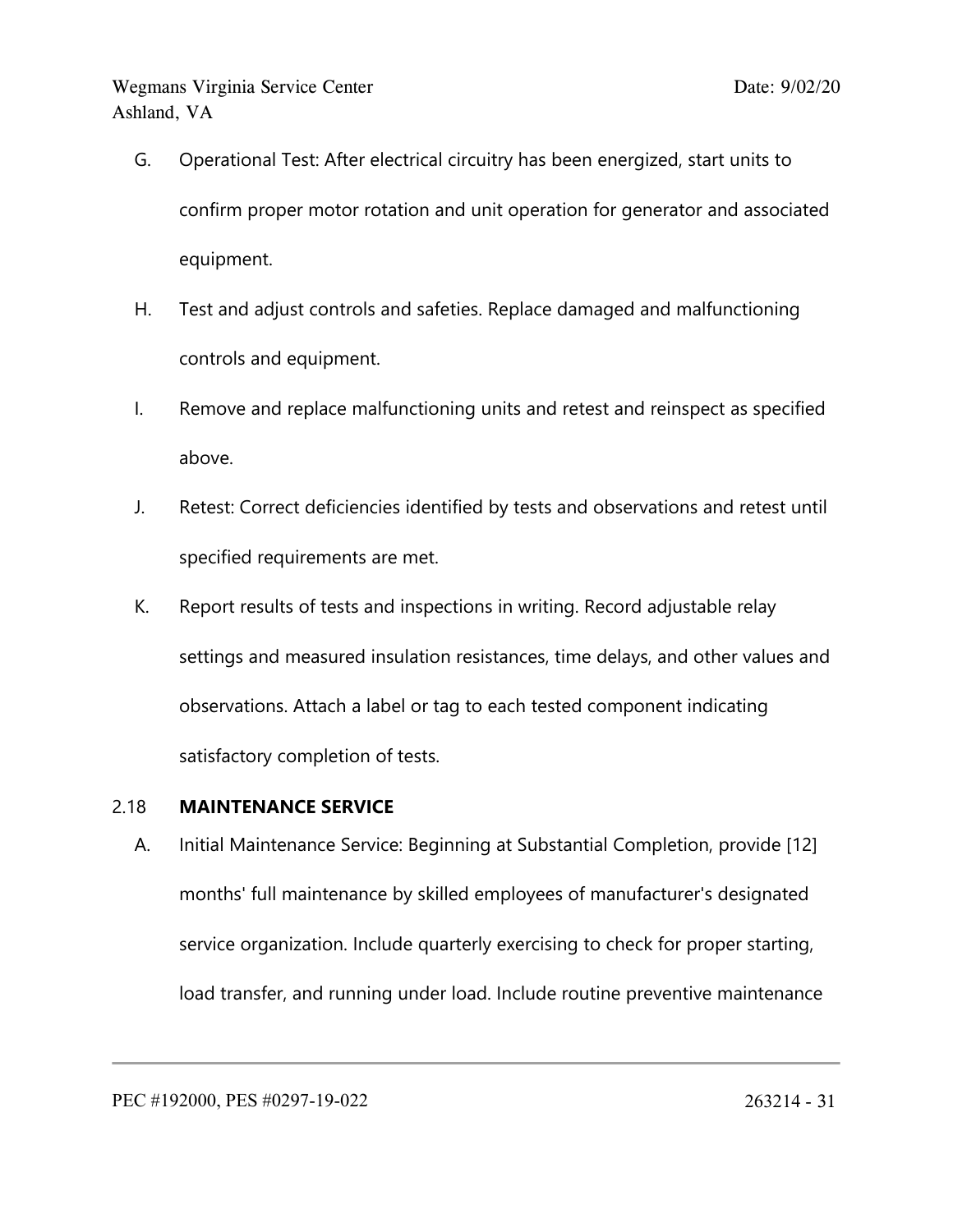G. Operational Test: After electrical circuitry has been energized, start units to confirm proper motor rotation and unit operation for generator and associated equipment.

H. Test and adjust controls and safeties. Replace damaged and malfunctioning controls and equipment.

I. Remove and replace malfunctioning units and retest and reinspect as specified above.

J. Retest: Correct deficiencies identified by tests and observations and retest until specified requirements are met.

K. Report results of tests and inspections in writing. Record adjustable relay settings and measured insulation resistances, time delays, and other values and observations. Attach a label or tag to each tested component indicating satisfactory completion of tests.

## 2.18 MAINTENANCE SERVICE

A. Initial Maintenance Service: Beginning at Substantial Completion, provide [12] months' full maintenance by skilled employees of manufacturer's designated service organization. Include quarterly exercising to check for proper starting, load transfer, and running under load. Include routine preventive maintenance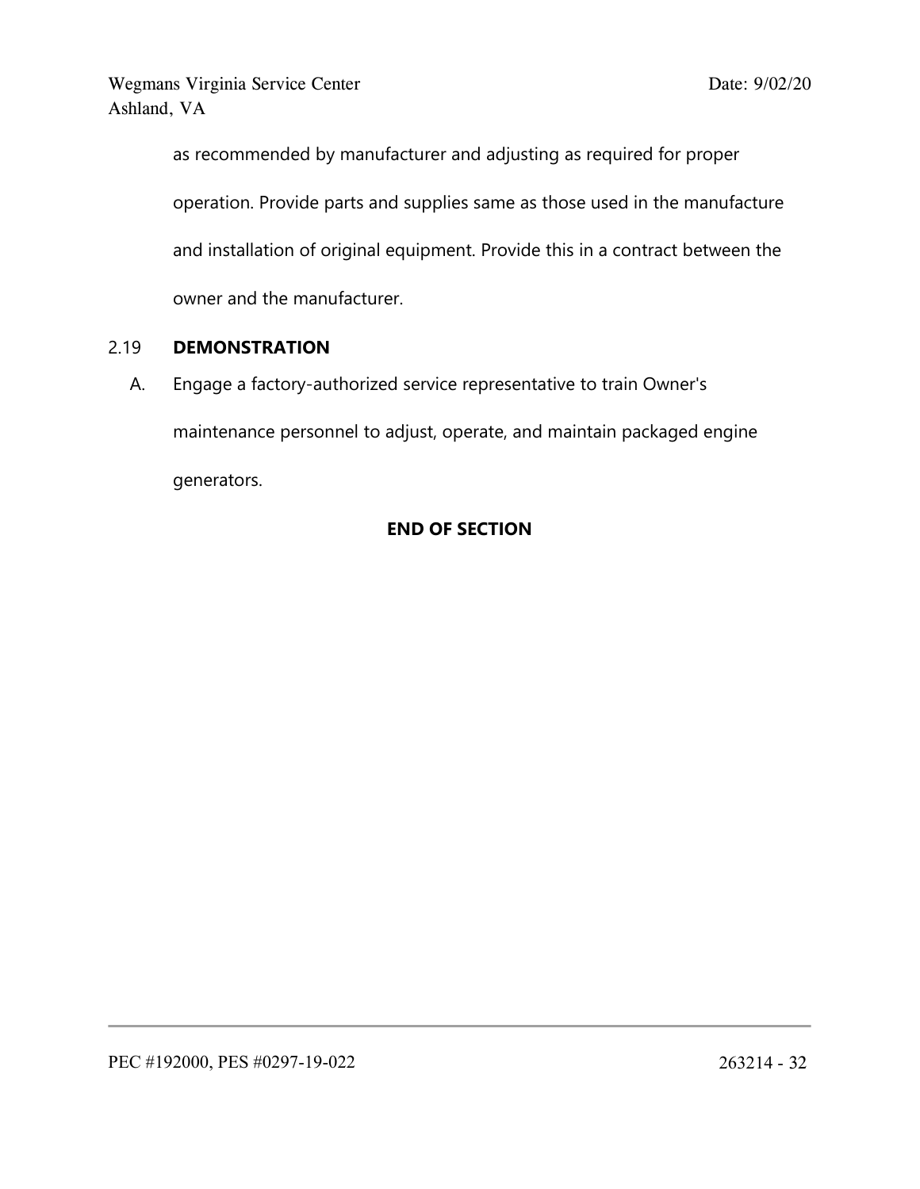as recommended by manufacturer and adjusting as required for proper operation. Provide parts and supplies same as those used in the manufacture and installation of original equipment. Provide this in a contract between the owner and the manufacturer.

## 2.19 DEMONSTRATION

A. Engage a factory-authorized service representative to train Owner's maintenance personnel to adjust, operate, and maintain packaged engine generators.

**END OF SECTION**